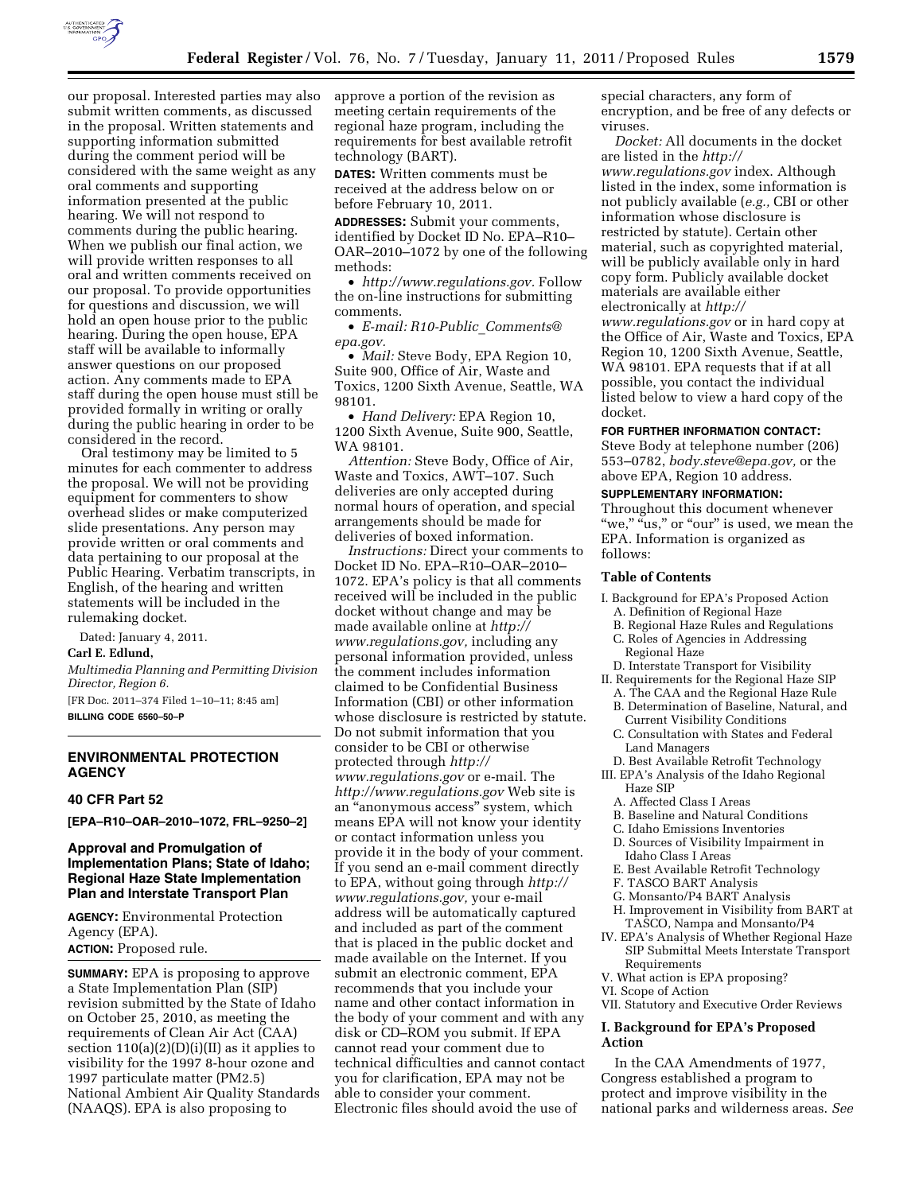our proposal. Interested parties may also submit written comments, as discussed in the proposal. Written statements and supporting information submitted during the comment period will be considered with the same weight as any oral comments and supporting information presented at the public hearing. We will not respond to comments during the public hearing. When we publish our final action, we will provide written responses to all oral and written comments received on our proposal. To provide opportunities for questions and discussion, we will hold an open house prior to the public hearing. During the open house, EPA staff will be available to informally answer questions on our proposed action. Any comments made to EPA staff during the open house must still be provided formally in writing or orally during the public hearing in order to be considered in the record.

Oral testimony may be limited to 5 minutes for each commenter to address the proposal. We will not be providing equipment for commenters to show overhead slides or make computerized slide presentations. Any person may provide written or oral comments and data pertaining to our proposal at the Public Hearing. Verbatim transcripts, in English, of the hearing and written statements will be included in the rulemaking docket.

Dated: January 4, 2011.

**Carl E. Edlund,**

*Multimedia Planning and Permitting Division Director, Region 6.*

[FR Doc. 2011–374 Filed 1–10–11; 8:45 am]

**BILLING CODE 6560–50–P**

---

## ENVIRONMENTAL PROTECTION AGENCY

### 40 CFR Part 52

**[EPA–R10–OAR–2010–1072, FRL–9250–2]**

### Approval and Promulgation of Implementation Plans; State of Idaho; Regional Haze State Implementation Plan and Interstate Transport Plan

**AGENCY:** Environmental Protection Agency (EPA).

**ACTION:** Proposed rule.

**SUMMARY:** EPA is proposing to approve a State Implementation Plan (SIP) revision submitted by the State of Idaho on October 25, 2010, as meeting the requirements of Clean Air Act (CAA) section 110(a)(2)(D)(i)(II) as it applies to visibility for the 1997 8-hour ozone and 1997 particulate matter (PM2.5) National Ambient Air Quality Standards (NAAQS). EPA is also proposing to approve a portion of the revision as meeting certain requirements of the regional haze program, including the requirements for best available retrofit technology (BART).

**DATES:** Written comments must be received at the address below on or before February 10, 2011.

**ADDRESSES:** Submit your comments, identified by Docket ID No. EPA–R10–OAR–2010–1072 by one of the following methods:

- *http://www.regulations.gov.* Follow the on-line instructions for submitting comments.
- *E-mail: R10-Public_Comments@epa.gov.*
- *Mail:* Steve Body, EPA Region 10, Suite 900, Office of Air, Waste and Toxics, 1200 Sixth Avenue, Seattle, WA 98101.
- *Hand Delivery:* EPA Region 10, 1200 Sixth Avenue, Suite 900, Seattle, WA 98101.

*Attention:* Steve Body, Office of Air, Waste and Toxics, AWT–107. Such deliveries are only accepted during normal hours of operation, and special arrangements should be made for deliveries of boxed information.

*Instructions:* Direct your comments to Docket ID No. EPA–R10–OAR–2010–1072. EPA's policy is that all comments received will be included in the public docket without change and may be made available online at *http://www.regulations.gov,* including any personal information provided, unless the comment includes information claimed to be Confidential Business Information (CBI) or other information whose disclosure is restricted by statute. Do not submit information that you consider to be CBI or otherwise protected through *http://www.regulations.gov* or e-mail. The *http://www.regulations.gov* Web site is an "anonymous access" system, which means EPA will not know your identity or contact information unless you provide it in the body of your comment. If you send an e-mail comment directly to EPA, without going through *http://www.regulations.gov,* your e-mail address will be automatically captured and included as part of the comment that is placed in the public docket and made available on the Internet. If you submit an electronic comment, EPA recommends that you include your name and other contact information in the body of your comment and with any disk or CD–ROM you submit. If EPA cannot read your comment due to technical difficulties and cannot contact you for clarification, EPA may not be able to consider your comment. Electronic files should avoid the use of special characters, any form of encryption, and be free of any defects or viruses.

*Docket:* All documents in the docket are listed in the *http://www.regulations.gov* index. Although listed in the index, some information is not publicly available (*e.g.,* CBI or other information whose disclosure is restricted by statute). Certain other material, such as copyrighted material, will be publicly available only in hard copy form. Publicly available docket materials are available either electronically at *http://www.regulations.gov* or in hard copy at the Office of Air, Waste and Toxics, EPA Region 10, 1200 Sixth Avenue, Seattle, WA 98101. EPA requests that if at all possible, you contact the individual listed below to view a hard copy of the docket.

**FOR FURTHER INFORMATION CONTACT:** Steve Body at telephone number (206) 553–0782, *body.steve@epa.gov,* or the above EPA, Region 10 address.

**SUPPLEMENTARY INFORMATION:** Throughout this document whenever "we," "us," or "our" is used, we mean the EPA. Information is organized as follows:

**Table of Contents**

- I. Background for EPA's Proposed Action
  - A. Definition of Regional Haze
  - B. Regional Haze Rules and Regulations
  - C. Roles of Agencies in Addressing Regional Haze
  - D. Interstate Transport for Visibility
- II. Requirements for the Regional Haze SIP
  - A. The CAA and the Regional Haze Rule
  - B. Determination of Baseline, Natural, and Current Visibility Conditions
  - C. Consultation with States and Federal Land Managers
  - D. Best Available Retrofit Technology
- III. EPA's Analysis of the Idaho Regional Haze SIP
  - A. Affected Class I Areas
  - B. Baseline and Natural Conditions
  - C. Idaho Emissions Inventories
  - D. Sources of Visibility Impairment in Idaho Class I Areas
  - E. Best Available Retrofit Technology
  - F. TASCO BART Analysis
  - G. Monsanto/P4 BART Analysis
  - H. Improvement in Visibility from BART at TASCO, Nampa and Monsanto/P4
- IV. EPA's Analysis of Whether Regional Haze SIP Submittal Meets Interstate Transport Requirements
- V. What action is EPA proposing?
- VI. Scope of Action
- VII. Statutory and Executive Order Reviews

### I. Background for EPA's Proposed Action

In the CAA Amendments of 1977, Congress established a program to protect and improve visibility in the national parks and wilderness areas. *See*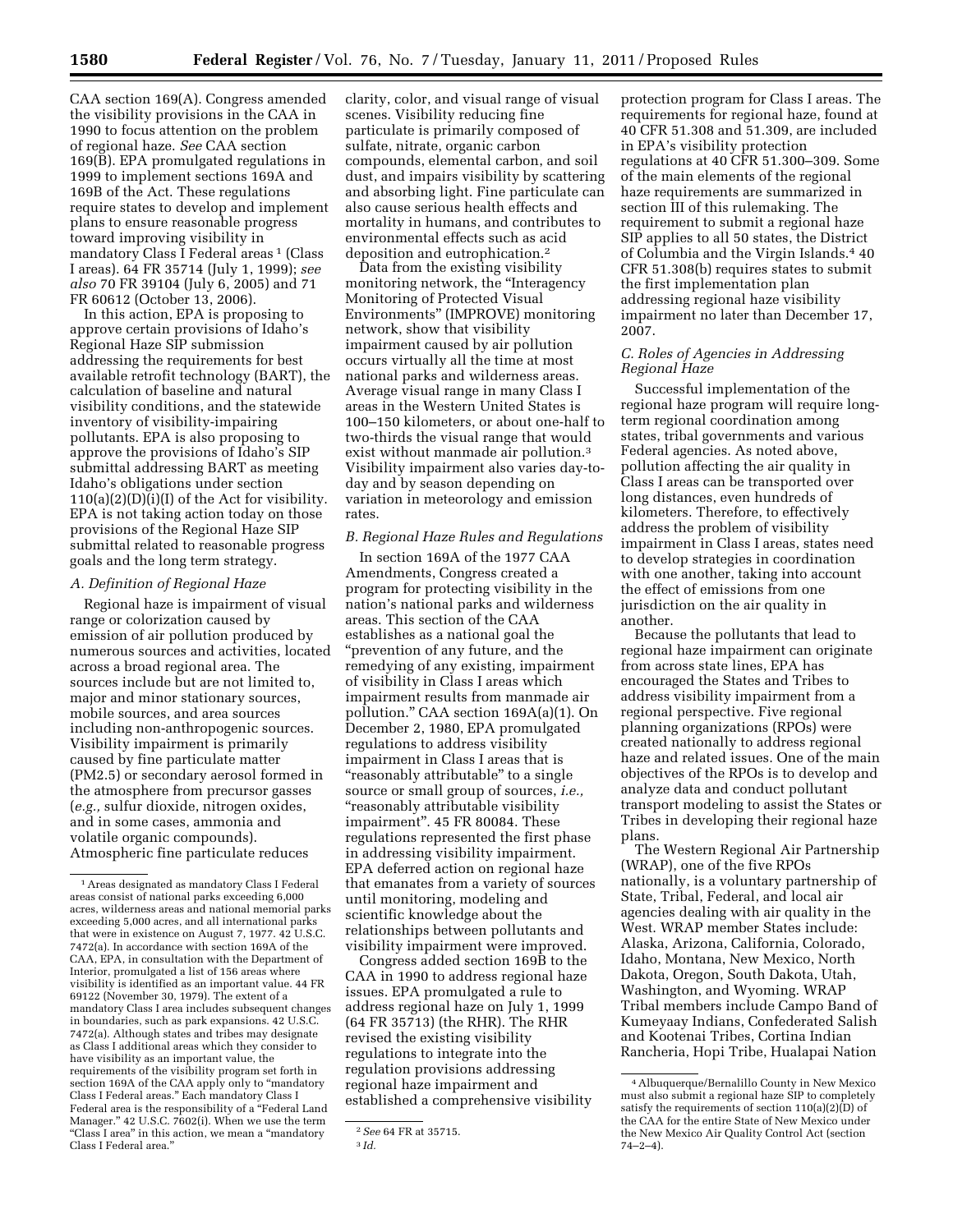CAA section 169(A). Congress amended the visibility provisions in the CAA in 1990 to focus attention on the problem of regional haze. *See* CAA section 169(B). EPA promulgated regulations in 1999 to implement sections 169A and 169B of the Act. These regulations require states to develop and implement plans to ensure reasonable progress toward improving visibility in mandatory Class I Federal areas [1] (Class I areas). 64 FR 35714 (July 1, 1999); *see also* 70 FR 39104 (July 6, 2005) and 71 FR 60612 (October 13, 2006).

In this action, EPA is proposing to approve certain provisions of Idaho's Regional Haze SIP submission addressing the requirements for best available retrofit technology (BART), the calculation of baseline and natural visibility conditions, and the statewide inventory of visibility-impairing pollutants. EPA is also proposing to approve the provisions of Idaho's SIP submittal addressing BART as meeting Idaho's obligations under section 110(a)(2)(D)(i)(I) of the Act for visibility. EPA is not taking action today on those provisions of the Regional Haze SIP submittal related to reasonable progress goals and the long term strategy.

### A. Definition of Regional Haze

Regional haze is impairment of visual range or colorization caused by emission of air pollution produced by numerous sources and activities, located across a broad regional area. The sources include but are not limited to, major and minor stationary sources, mobile sources, and area sources including non-anthropogenic sources. Visibility impairment is primarily caused by fine particulate matter (PM2.5) or secondary aerosol formed in the atmosphere from precursor gasses (*e.g.,* sulfur dioxide, nitrogen oxides, and in some cases, ammonia and volatile organic compounds). Atmospheric fine particulate reduces clarity, color, and visual range of visual scenes. Visibility reducing fine particulate is primarily composed of sulfate, nitrate, organic carbon compounds, elemental carbon, and soil dust, and impairs visibility by scattering and absorbing light. Fine particulate can also cause serious health effects and mortality in humans, and contributes to environmental effects such as acid deposition and eutrophication.[2]

Data from the existing visibility monitoring network, the "Interagency Monitoring of Protected Visual Environments" (IMPROVE) monitoring network, show that visibility impairment caused by air pollution occurs virtually all the time at most national parks and wilderness areas. Average visual range in many Class I areas in the Western United States is 100–150 kilometers, or about one-half to two-thirds the visual range that would exist without manmade air pollution.[3] Visibility impairment also varies day-to-day and by season depending on variation in meteorology and emission rates.

### B. Regional Haze Rules and Regulations

In section 169A of the 1977 CAA Amendments, Congress created a program for protecting visibility in the nation's national parks and wilderness areas. This section of the CAA establishes as a national goal the "prevention of any future, and the remedying of any existing, impairment of visibility in Class I areas which impairment results from manmade air pollution." CAA section 169A(a)(1). On December 2, 1980, EPA promulgated regulations to address visibility impairment in Class I areas that is "reasonably attributable" to a single source or small group of sources, *i.e.,* "reasonably attributable visibility impairment". 45 FR 80084. These regulations represented the first phase in addressing visibility impairment. EPA deferred action on regional haze that emanates from a variety of sources until monitoring, modeling and scientific knowledge about the relationships between pollutants and visibility impairment were improved.

Congress added section 169B to the CAA in 1990 to address regional haze issues. EPA promulgated a rule to address regional haze on July 1, 1999 (64 FR 35713) (the RHR). The RHR revised the existing visibility regulations to integrate into the regulation provisions addressing regional haze impairment and established a comprehensive visibility protection program for Class I areas. The requirements for regional haze, found at 40 CFR 51.308 and 51.309, are included in EPA's visibility protection regulations at 40 CFR 51.300–309. Some of the main elements of the regional haze requirements are summarized in section III of this rulemaking. The requirement to submit a regional haze SIP applies to all 50 states, the District of Columbia and the Virgin Islands.[4] 40 CFR 51.308(b) requires states to submit the first implementation plan addressing regional haze visibility impairment no later than December 17, 2007.

### C. Roles of Agencies in Addressing Regional Haze

Successful implementation of the regional haze program will require long-term regional coordination among states, tribal governments and various Federal agencies. As noted above, pollution affecting the air quality in Class I areas can be transported over long distances, even hundreds of kilometers. Therefore, to effectively address the problem of visibility impairment in Class I areas, states need to develop strategies in coordination with one another, taking into account the effect of emissions from one jurisdiction on the air quality in another.

Because the pollutants that lead to regional haze impairment can originate from across state lines, EPA has encouraged the States and Tribes to address visibility impairment from a regional perspective. Five regional planning organizations (RPOs) were created nationally to address regional haze and related issues. One of the main objectives of the RPOs is to develop and analyze data and conduct pollutant transport modeling to assist the States or Tribes in developing their regional haze plans.

The Western Regional Air Partnership (WRAP), one of the five RPOs nationally, is a voluntary partnership of State, Tribal, Federal, and local air agencies dealing with air quality in the West. WRAP member States include: Alaska, Arizona, California, Colorado, Idaho, Montana, New Mexico, North Dakota, Oregon, South Dakota, Utah, Washington, and Wyoming. WRAP Tribal members include Campo Band of Kumeyaay Indians, Confederated Salish and Kootenai Tribes, Cortina Indian Rancheria, Hopi Tribe, Hualapai Nation

---

[1] Areas designated as mandatory Class I Federal areas consist of national parks exceeding 6,000 acres, wilderness areas and national memorial parks exceeding 5,000 acres, and all international parks that were in existence on August 7, 1977. 42 U.S.C. 7472(a). In accordance with section 169A of the CAA, EPA, in consultation with the Department of Interior, promulgated a list of 156 areas where visibility is identified as an important value. 44 FR 69122 (November 30, 1979). The extent of a mandatory Class I area includes subsequent changes in boundaries, such as park expansions. 42 U.S.C. 7472(a). Although states and tribes may designate as Class I additional areas which they consider to have visibility as an important value, the requirements of the visibility program set forth in section 169A of the CAA apply only to "mandatory Class I Federal areas." Each mandatory Class I Federal area is the responsibility of a "Federal Land Manager." 42 U.S.C. 7602(i). When we use the term "Class I area" in this action, we mean a "mandatory Class I Federal area."

[2] *See* 64 FR at 35715.

[3] *Id.*

[4] Albuquerque/Bernalillo County in New Mexico must also submit a regional haze SIP to completely satisfy the requirements of section 110(a)(2)(D) of the CAA for the entire State of New Mexico under the New Mexico Air Quality Control Act (section 74–2–4).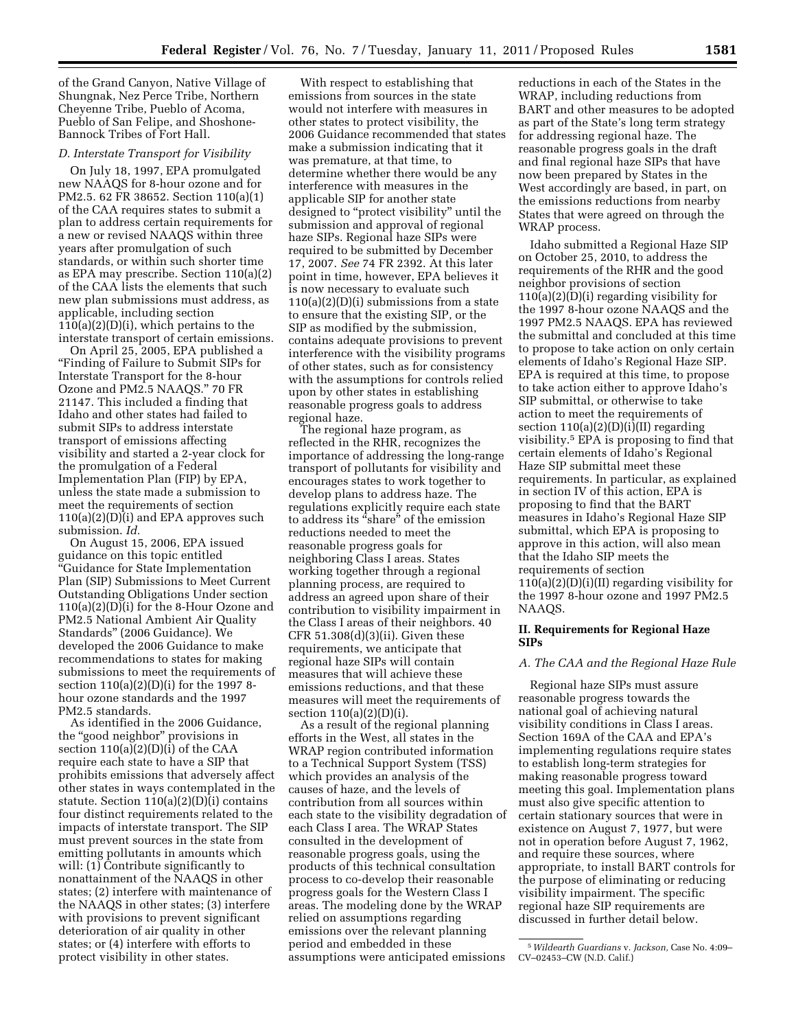of the Grand Canyon, Native Village of Shungnak, Nez Perce Tribe, Northern Cheyenne Tribe, Pueblo of Acoma, Pueblo of San Felipe, and Shoshone-Bannock Tribes of Fort Hall.

### D. Interstate Transport for Visibility

On July 18, 1997, EPA promulgated new NAAQS for 8-hour ozone and for PM2.5. 62 FR 38652. Section 110(a)(1) of the CAA requires states to submit a plan to address certain requirements for a new or revised NAAQS within three years after promulgation of such standards, or within such shorter time as EPA may prescribe. Section 110(a)(2) of the CAA lists the elements that such new plan submissions must address, as applicable, including section 110(a)(2)(D)(i), which pertains to the interstate transport of certain emissions.

On April 25, 2005, EPA published a "Finding of Failure to Submit SIPs for Interstate Transport for the 8-hour Ozone and PM2.5 NAAQS." 70 FR 21147. This included a finding that Idaho and other states had failed to submit SIPs to address interstate transport of emissions affecting visibility and started a 2-year clock for the promulgation of a Federal Implementation Plan (FIP) by EPA, unless the state made a submission to meet the requirements of section 110(a)(2)(D)(i) and EPA approves such submission. *Id.*

On August 15, 2006, EPA issued guidance on this topic entitled "Guidance for State Implementation Plan (SIP) Submissions to Meet Current Outstanding Obligations Under section 110(a)(2)(D)(i) for the 8-Hour Ozone and PM2.5 National Ambient Air Quality Standards" (2006 Guidance). We developed the 2006 Guidance to make recommendations to states for making submissions to meet the requirements of section 110(a)(2)(D)(i) for the 1997 8-hour ozone standards and the 1997 PM2.5 standards.

As identified in the 2006 Guidance, the "good neighbor" provisions in section 110(a)(2)(D)(i) of the CAA require each state to have a SIP that prohibits emissions that adversely affect other states in ways contemplated in the statute. Section 110(a)(2)(D)(i) contains four distinct requirements related to the impacts of interstate transport. The SIP must prevent sources in the state from emitting pollutants in amounts which will: (1) Contribute significantly to nonattainment of the NAAQS in other states; (2) interfere with maintenance of the NAAQS in other states; (3) interfere with provisions to prevent significant deterioration of air quality in other states; or (4) interfere with efforts to protect visibility in other states.

With respect to establishing that emissions from sources in the state would not interfere with measures in other states to protect visibility, the 2006 Guidance recommended that states make a submission indicating that it was premature, at that time, to determine whether there would be any interference with measures in the applicable SIP for another state designed to "protect visibility" until the submission and approval of regional haze SIPs. Regional haze SIPs were required to be submitted by December 17, 2007. *See* 74 FR 2392. At this later point in time, however, EPA believes it is now necessary to evaluate such 110(a)(2)(D)(i) submissions from a state to ensure that the existing SIP, or the SIP as modified by the submission, contains adequate provisions to prevent interference with the visibility programs of other states, such as for consistency with the assumptions for controls relied upon by other states in establishing reasonable progress goals to address regional haze.

The regional haze program, as reflected in the RHR, recognizes the importance of addressing the long-range transport of pollutants for visibility and encourages states to work together to develop plans to address haze. The regulations explicitly require each state to address its "share" of the emission reductions needed to meet the reasonable progress goals for neighboring Class I areas. States working together through a regional planning process, are required to address an agreed upon share of their contribution to visibility impairment in the Class I areas of their neighbors. 40 CFR 51.308(d)(3)(ii). Given these requirements, we anticipate that regional haze SIPs will contain measures that will achieve these emissions reductions, and that these measures will meet the requirements of section 110(a)(2)(D)(i).

As a result of the regional planning efforts in the West, all states in the WRAP region contributed information to a Technical Support System (TSS) which provides an analysis of the causes of haze, and the levels of contribution from all sources within each state to the visibility degradation of each Class I area. The WRAP States consulted in the development of reasonable progress goals, using the products of this technical consultation process to co-develop their reasonable progress goals for the Western Class I areas. The modeling done by the WRAP relied on assumptions regarding emissions over the relevant planning period and embedded in these assumptions were anticipated emissions reductions in each of the States in the WRAP, including reductions from BART and other measures to be adopted as part of the State's long term strategy for addressing regional haze. The reasonable progress goals in the draft and final regional haze SIPs that have now been prepared by States in the West accordingly are based, in part, on the emissions reductions from nearby States that were agreed on through the WRAP process.

Idaho submitted a Regional Haze SIP on October 25, 2010, to address the requirements of the RHR and the good neighbor provisions of section 110(a)(2)(D)(i) regarding visibility for the 1997 8-hour ozone NAAQS and the 1997 PM2.5 NAAQS. EPA has reviewed the submittal and concluded at this time to propose to take action on only certain elements of Idaho's Regional Haze SIP. EPA is required at this time, to propose to take action either to approve Idaho's SIP submittal, or otherwise to take action to meet the requirements of section 110(a)(2)(D)(i)(II) regarding visibility.[5] EPA is proposing to find that certain elements of Idaho's Regional Haze SIP submittal meet these requirements. In particular, as explained in section IV of this action, EPA is proposing to find that the BART measures in Idaho's Regional Haze SIP submittal, which EPA is proposing to approve in this action, will also mean that the Idaho SIP meets the requirements of section 110(a)(2)(D)(i)(II) regarding visibility for the 1997 8-hour ozone and 1997 PM2.5 NAAQS.

## II. Requirements for Regional Haze SIPs

### A. The CAA and the Regional Haze Rule

Regional haze SIPs must assure reasonable progress towards the national goal of achieving natural visibility conditions in Class I areas. Section 169A of the CAA and EPA's implementing regulations require states to establish long-term strategies for making reasonable progress toward meeting this goal. Implementation plans must also give specific attention to certain stationary sources that were in existence on August 7, 1977, but were not in operation before August 7, 1962, and require these sources, where appropriate, to install BART controls for the purpose of eliminating or reducing visibility impairment. The specific regional haze SIP requirements are discussed in further detail below.

[5] *Wildearth Guardians* v. *Jackson,* Case No. 4:09–CV–02453–CW (N.D. Calif.)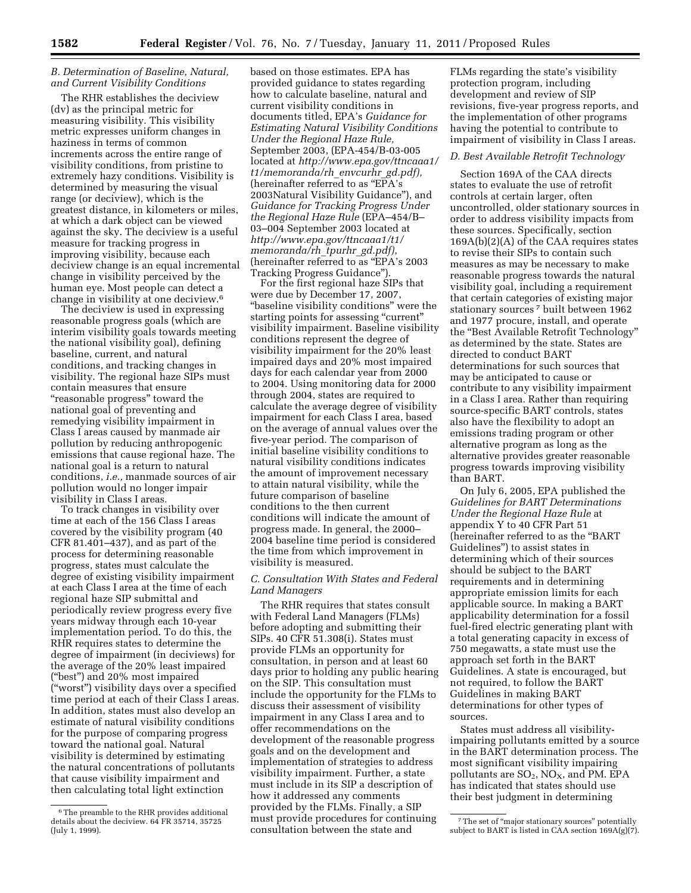### B. Determination of Baseline, Natural, and Current Visibility Conditions

The RHR establishes the deciview (dv) as the principal metric for measuring visibility. This visibility metric expresses uniform changes in haziness in terms of common increments across the entire range of visibility conditions, from pristine to extremely hazy conditions. Visibility is determined by measuring the visual range (or deciview), which is the greatest distance, in kilometers or miles, at which a dark object can be viewed against the sky. The deciview is a useful measure for tracking progress in improving visibility, because each deciview change is an equal incremental change in visibility perceived by the human eye. Most people can detect a change in visibility at one deciview.[6]

The deciview is used in expressing reasonable progress goals (which are interim visibility goals towards meeting the national visibility goal), defining baseline, current, and natural conditions, and tracking changes in visibility. The regional haze SIPs must contain measures that ensure "reasonable progress" toward the national goal of preventing and remedying visibility impairment in Class I areas caused by manmade air pollution by reducing anthropogenic emissions that cause regional haze. The national goal is a return to natural conditions, *i.e.,* manmade sources of air pollution would no longer impair visibility in Class I areas.

To track changes in visibility over time at each of the 156 Class I areas covered by the visibility program (40 CFR 81.401–437), and as part of the process for determining reasonable progress, states must calculate the degree of existing visibility impairment at each Class I area at the time of each regional haze SIP submittal and periodically review progress every five years midway through each 10-year implementation period. To do this, the RHR requires states to determine the degree of impairment (in deciviews) for the average of the 20% least impaired ("best") and 20% most impaired ("worst") visibility days over a specified time period at each of their Class I areas. In addition, states must also develop an estimate of natural visibility conditions for the purpose of comparing progress toward the national goal. Natural visibility is determined by estimating the natural concentrations of pollutants that cause visibility impairment and then calculating total light extinction based on those estimates. EPA has provided guidance to states regarding how to calculate baseline, natural and current visibility conditions in documents titled, EPA's *Guidance for Estimating Natural Visibility Conditions Under the Regional Haze Rule,* September 2003, (EPA-454/B-03-005 located at *http://www.epa.gov/ttncaaa1/t1/memoranda/rh_envcurhr_gd.pdf),* (hereinafter referred to as "EPA's 2003Natural Visibility Guidance"), and *Guidance for Tracking Progress Under the Regional Haze Rule* (EPA–454/B–03–004 September 2003 located at *http://www.epa.gov/ttncaaa1/t1/memoranda/rh_tpurhr_gd.pdf*), (hereinafter referred to as "EPA's 2003 Tracking Progress Guidance").

For the first regional haze SIPs that were due by December 17, 2007, "baseline visibility conditions" were the starting points for assessing "current" visibility impairment. Baseline visibility conditions represent the degree of visibility impairment for the 20% least impaired days and 20% most impaired days for each calendar year from 2000 to 2004. Using monitoring data for 2000 through 2004, states are required to calculate the average degree of visibility impairment for each Class I area, based on the average of annual values over the five-year period. The comparison of initial baseline visibility conditions to natural visibility conditions indicates the amount of improvement necessary to attain natural visibility, while the future comparison of baseline conditions to the then current conditions will indicate the amount of progress made. In general, the 2000–2004 baseline time period is considered the time from which improvement in visibility is measured.

### C. Consultation With States and Federal Land Managers

The RHR requires that states consult with Federal Land Managers (FLMs) before adopting and submitting their SIPs. 40 CFR 51.308(i). States must provide FLMs an opportunity for consultation, in person and at least 60 days prior to holding any public hearing on the SIP. This consultation must include the opportunity for the FLMs to discuss their assessment of visibility impairment in any Class I area and to offer recommendations on the development of the reasonable progress goals and on the development and implementation of strategies to address visibility impairment. Further, a state must include in its SIP a description of how it addressed any comments provided by the FLMs. Finally, a SIP must provide procedures for continuing consultation between the state and FLMs regarding the state's visibility protection program, including development and review of SIP revisions, five-year progress reports, and the implementation of other programs having the potential to contribute to impairment of visibility in Class I areas.

### D. Best Available Retrofit Technology

Section 169A of the CAA directs states to evaluate the use of retrofit controls at certain larger, often uncontrolled, older stationary sources in order to address visibility impacts from these sources. Specifically, section 169A(b)(2)(A) of the CAA requires states to revise their SIPs to contain such measures as may be necessary to make reasonable progress towards the natural visibility goal, including a requirement that certain categories of existing major stationary sources[7] built between 1962 and 1977 procure, install, and operate the "Best Available Retrofit Technology" as determined by the state. States are directed to conduct BART determinations for such sources that may be anticipated to cause or contribute to any visibility impairment in a Class I area. Rather than requiring source-specific BART controls, states also have the flexibility to adopt an emissions trading program or other alternative program as long as the alternative provides greater reasonable progress towards improving visibility than BART.

On July 6, 2005, EPA published the *Guidelines for BART Determinations Under the Regional Haze Rule* at appendix Y to 40 CFR Part 51 (hereinafter referred to as the "BART Guidelines") to assist states in determining which of their sources should be subject to the BART requirements and in determining appropriate emission limits for each applicable source. In making a BART applicability determination for a fossil fuel-fired electric generating plant with a total generating capacity in excess of 750 megawatts, a state must use the approach set forth in the BART Guidelines. A state is encouraged, but not required, to follow the BART Guidelines in making BART determinations for other types of sources.

States must address all visibility-impairing pollutants emitted by a source in the BART determination process. The most significant visibility impairing pollutants are $SO_2$, $NO_X$, and PM. EPA has indicated that states should use their best judgment in determining

[6] The preamble to the RHR provides additional details about the deciview. 64 FR 35714, 35725 (July 1, 1999).

[7] The set of "major stationary sources" potentially subject to BART is listed in CAA section 169A(g)(7).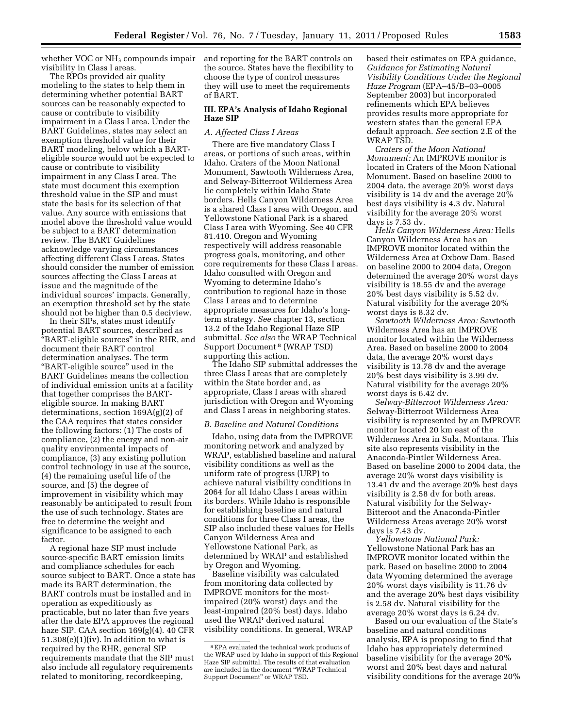whether VOC or $NH_3$ compounds impair visibility in Class I areas.

The RPOs provided air quality modeling to the states to help them in determining whether potential BART sources can be reasonably expected to cause or contribute to visibility impairment in a Class I area. Under the BART Guidelines, states may select an exemption threshold value for their BART modeling, below which a BART-eligible source would not be expected to cause or contribute to visibility impairment in any Class I area. The state must document this exemption threshold value in the SIP and must state the basis for its selection of that value. Any source with emissions that model above the threshold value would be subject to a BART determination review. The BART Guidelines acknowledge varying circumstances affecting different Class I areas. States should consider the number of emission sources affecting the Class I areas at issue and the magnitude of the individual sources' impacts. Generally, an exemption threshold set by the state should not be higher than 0.5 deciview.

In their SIPs, states must identify potential BART sources, described as "BART-eligible sources" in the RHR, and document their BART control determination analyses. The term "BART-eligible source" used in the BART Guidelines means the collection of individual emission units at a facility that together comprises the BART-eligible source. In making BART determinations, section 169A(g)(2) of the CAA requires that states consider the following factors: (1) The costs of compliance, (2) the energy and non-air quality environmental impacts of compliance, (3) any existing pollution control technology in use at the source, (4) the remaining useful life of the source, and (5) the degree of improvement in visibility which may reasonably be anticipated to result from the use of such technology. States are free to determine the weight and significance to be assigned to each factor.

A regional haze SIP must include source-specific BART emission limits and compliance schedules for each source subject to BART. Once a state has made its BART determination, the BART controls must be installed and in operation as expeditiously as practicable, but no later than five years after the date EPA approves the regional haze SIP. CAA section 169(g)(4). 40 CFR 51.308(e)(1)(iv). In addition to what is required by the RHR, general SIP requirements mandate that the SIP must also include all regulatory requirements related to monitoring, recordkeeping, and reporting for the BART controls on the source. States have the flexibility to choose the type of control measures they will use to meet the requirements of BART.

## III. EPA's Analysis of Idaho Regional Haze SIP

### A. Affected Class I Areas

There are five mandatory Class I areas, or portions of such areas, within Idaho. Craters of the Moon National Monument, Sawtooth Wilderness Area, and Selway-Bitterroot Wilderness Area lie completely within Idaho State borders. Hells Canyon Wilderness Area is a shared Class I area with Oregon, and Yellowstone National Park is a shared Class I area with Wyoming. See 40 CFR 81.410. Oregon and Wyoming respectively will address reasonable progress goals, monitoring, and other core requirements for these Class I areas. Idaho consulted with Oregon and Wyoming to determine Idaho's contribution to regional haze in those Class I areas and to determine appropriate measures for Idaho's long-term strategy. *See* chapter 13, section 13.2 of the Idaho Regional Haze SIP submittal. *See also* the WRAP Technical Support Document[8] (WRAP TSD) supporting this action.

The Idaho SIP submittal addresses the three Class I areas that are completely within the State border and, as appropriate, Class I areas with shared jurisdiction with Oregon and Wyoming and Class I areas in neighboring states.

### B. Baseline and Natural Conditions

Idaho, using data from the IMPROVE monitoring network and analyzed by WRAP, established baseline and natural visibility conditions as well as the uniform rate of progress (URP) to achieve natural visibility conditions in 2064 for all Idaho Class I areas within its borders. While Idaho is responsible for establishing baseline and natural conditions for three Class I areas, the SIP also included these values for Hells Canyon Wilderness Area and Yellowstone National Park, as determined by WRAP and established by Oregon and Wyoming.

Baseline visibility was calculated from monitoring data collected by IMPROVE monitors for the most-impaired (20% worst) days and the least-impaired (20% best) days. Idaho used the WRAP derived natural visibility conditions. In general, WRAP based their estimates on EPA guidance, *Guidance for Estimating Natural Visibility Conditions Under the Regional Haze Program* (EPA–45/B–03–0005 September 2003) but incorporated refinements which EPA believes provides results more appropriate for western states than the general EPA default approach. *See* section 2.E of the WRAP TSD.

*Craters of the Moon National Monument:* An IMPROVE monitor is located in Craters of the Moon National Monument. Based on baseline 2000 to 2004 data, the average 20% worst days visibility is 14 dv and the average 20% best days visibility is 4.3 dv. Natural visibility for the average 20% worst days is 7.53 dv.

*Hells Canyon Wilderness Area:* Hells Canyon Wilderness Area has an IMPROVE monitor located within the Wilderness Area at Oxbow Dam. Based on baseline 2000 to 2004 data, Oregon determined the average 20% worst days visibility is 18.55 dv and the average 20% best days visibility is 5.52 dv. Natural visibility for the average 20% worst days is 8.32 dv.

*Sawtooth Wilderness Area:* Sawtooth Wilderness Area has an IMPROVE monitor located within the Wilderness Area. Based on baseline 2000 to 2004 data, the average 20% worst days visibility is 13.78 dv and the average 20% best days visibility is 3.99 dv. Natural visibility for the average 20% worst days is 6.42 dv.

*Selway-Bitterroot Wilderness Area:* Selway-Bitterroot Wilderness Area visibility is represented by an IMPROVE monitor located 20 km east of the Wilderness Area in Sula, Montana. This site also represents visibility in the Anaconda-Pintler Wilderness Area. Based on baseline 2000 to 2004 data, the average 20% worst days visibility is 13.41 dv and the average 20% best days visibility is 2.58 dv for both areas. Natural visibility for the Selway-Bitteroot and the Anaconda-Pintler Wilderness Areas average 20% worst days is 7.43 dv.

*Yellowstone National Park:* Yellowstone National Park has an IMPROVE monitor located within the park. Based on baseline 2000 to 2004 data Wyoming determined the average 20% worst days visibility is 11.76 dv and the average 20% best days visibility is 2.58 dv. Natural visibility for the average 20% worst days is 6.24 dv.

Based on our evaluation of the State's baseline and natural conditions analysis, EPA is proposing to find that Idaho has appropriately determined baseline visibility for the average 20% worst and 20% best days and natural visibility conditions for the average 20%

[8] EPA evaluated the technical work products of the WRAP used by Idaho in support of this Regional Haze SIP submittal. The results of that evaluation are included in the document "WRAP Technical Support Document" or WRAP TSD.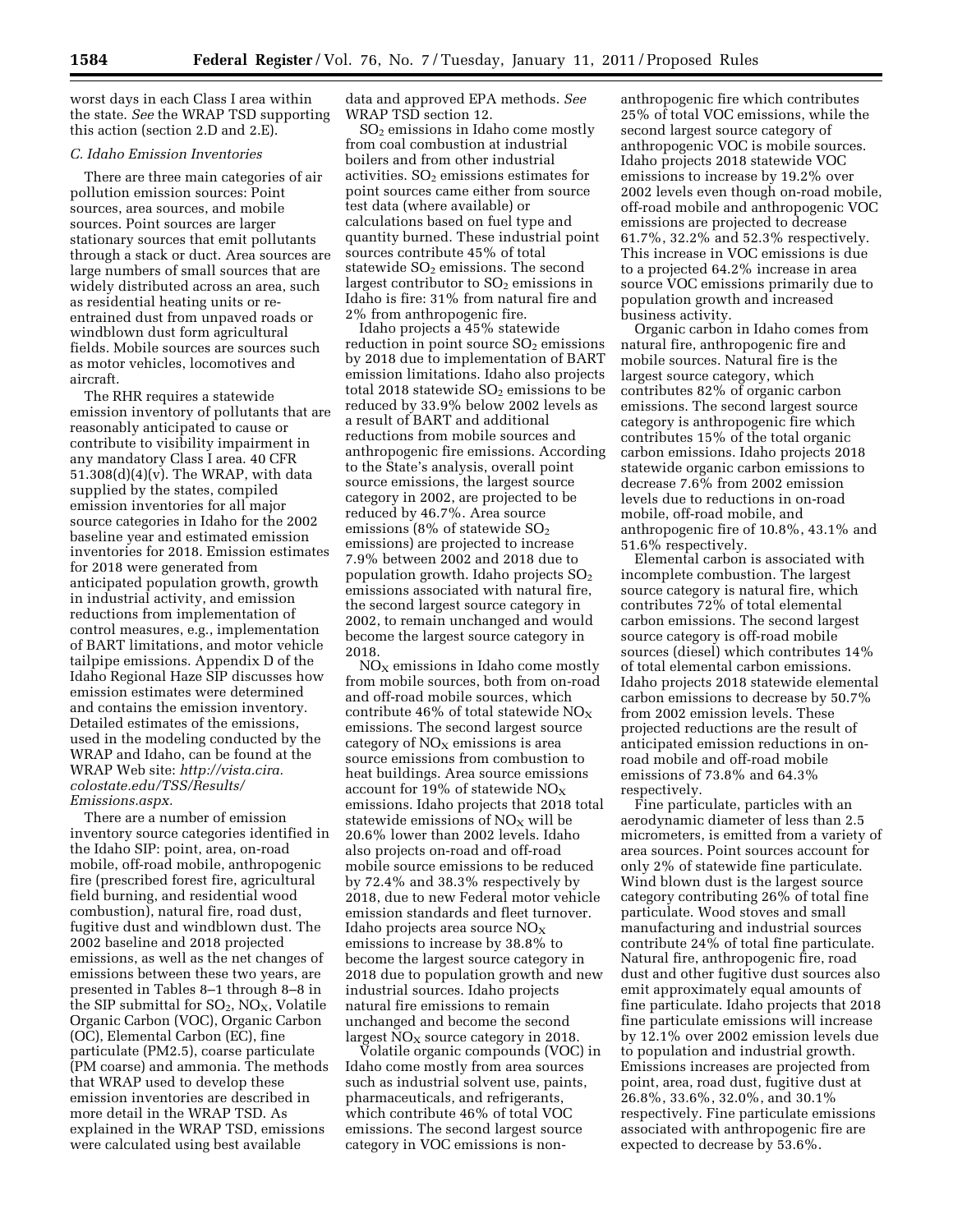worst days in each Class I area within the state. *See* the WRAP TSD supporting this action (section 2.D and 2.E).

### C. Idaho Emission Inventories

There are three main categories of air pollution emission sources: Point sources, area sources, and mobile sources. Point sources are larger stationary sources that emit pollutants through a stack or duct. Area sources are large numbers of small sources that are widely distributed across an area, such as residential heating units or re-entrained dust from unpaved roads or windblown dust form agricultural fields. Mobile sources are sources such as motor vehicles, locomotives and aircraft.

The RHR requires a statewide emission inventory of pollutants that are reasonably anticipated to cause or contribute to visibility impairment in any mandatory Class I area. 40 CFR 51.308(d)(4)(v). The WRAP, with data supplied by the states, compiled emission inventories for all major source categories in Idaho for the 2002 baseline year and estimated emission inventories for 2018. Emission estimates for 2018 were generated from anticipated population growth, growth in industrial activity, and emission reductions from implementation of control measures, e.g., implementation of BART limitations, and motor vehicle tailpipe emissions. Appendix D of the Idaho Regional Haze SIP discusses how emission estimates were determined and contains the emission inventory. Detailed estimates of the emissions, used in the modeling conducted by the WRAP and Idaho, can be found at the WRAP Web site: *http://vista.cira.colostate.edu/TSS/Results/Emissions.aspx.*

There are a number of emission inventory source categories identified in the Idaho SIP: point, area, on-road mobile, off-road mobile, anthropogenic fire (prescribed forest fire, agricultural field burning, and residential wood combustion), natural fire, road dust, fugitive dust and windblown dust. The 2002 baseline and 2018 projected emissions, as well as the net changes of emissions between these two years, are presented in Tables 8–1 through 8–8 in the SIP submittal for $SO_2$, $NO_X$, Volatile Organic Carbon (VOC), Organic Carbon (OC), Elemental Carbon (EC), fine particulate (PM2.5), coarse particulate (PM coarse) and ammonia. The methods that WRAP used to develop these emission inventories are described in more detail in the WRAP TSD. As explained in the WRAP TSD, emissions were calculated using best available data and approved EPA methods. *See* WRAP TSD section 12.

$SO_2$ emissions in Idaho come mostly from coal combustion at industrial boilers and from other industrial activities. $SO_2$ emissions estimates for point sources came either from source test data (where available) or calculations based on fuel type and quantity burned. These industrial point sources contribute 45% of total statewide $SO_2$ emissions. The second largest contributor to $SO_2$ emissions in Idaho is fire: 31% from natural fire and 2% from anthropogenic fire.

Idaho projects a 45% statewide reduction in point source $SO_2$ emissions by 2018 due to implementation of BART emission limitations. Idaho also projects total 2018 statewide $SO_2$ emissions to be reduced by 33.9% below 2002 levels as a result of BART and additional reductions from mobile sources and anthropogenic fire emissions. According to the State's analysis, overall point source emissions, the largest source category in 2002, are projected to be reduced by 46.7%. Area source emissions (8% of statewide $SO_2$ emissions) are projected to increase 7.9% between 2002 and 2018 due to population growth. Idaho projects $SO_2$ emissions associated with natural fire, the second largest source category in 2002, to remain unchanged and would become the largest source category in 2018.

$NO_X$ emissions in Idaho come mostly from mobile sources, both from on-road and off-road mobile sources, which contribute 46% of total statewide $NO_X$ emissions. The second largest source category of $NO_X$ emissions is area source emissions from combustion to heat buildings. Area source emissions account for 19% of statewide $NO_X$ emissions. Idaho projects that 2018 total statewide emissions of $NO_X$ will be 20.6% lower than 2002 levels. Idaho also projects on-road and off-road mobile source emissions to be reduced by 72.4% and 38.3% respectively by 2018, due to new Federal motor vehicle emission standards and fleet turnover. Idaho projects area source $NO_X$ emissions to increase by 38.8% to become the largest source category in 2018 due to population growth and new industrial sources. Idaho projects natural fire emissions to remain unchanged and become the second largest $NO_X$ source category in 2018.

Volatile organic compounds (VOC) in Idaho come mostly from area sources such as industrial solvent use, paints, pharmaceuticals, and refrigerants, which contribute 46% of total VOC emissions. The second largest source category in VOC emissions is non-anthropogenic fire which contributes 25% of total VOC emissions, while the second largest source category of anthropogenic VOC is mobile sources. Idaho projects 2018 statewide VOC emissions to increase by 19.2% over 2002 levels even though on-road mobile, off-road mobile and anthropogenic VOC emissions are projected to decrease 61.7%, 32.2% and 52.3% respectively. This increase in VOC emissions is due to a projected 64.2% increase in area source VOC emissions primarily due to population growth and increased business activity.

Organic carbon in Idaho comes from natural fire, anthropogenic fire and mobile sources. Natural fire is the largest source category, which contributes 82% of organic carbon emissions. The second largest source category is anthropogenic fire which contributes 15% of the total organic carbon emissions. Idaho projects 2018 statewide organic carbon emissions to decrease 7.6% from 2002 emission levels due to reductions in on-road mobile, off-road mobile, and anthropogenic fire of 10.8%, 43.1% and 51.6% respectively.

Elemental carbon is associated with incomplete combustion. The largest source category is natural fire, which contributes 72% of total elemental carbon emissions. The second largest source category is off-road mobile sources (diesel) which contributes 14% of total elemental carbon emissions. Idaho projects 2018 statewide elemental carbon emissions to decrease by 50.7% from 2002 emission levels. These projected reductions are the result of anticipated emission reductions in on-road mobile and off-road mobile emissions of 73.8% and 64.3% respectively.

Fine particulate, particles with an aerodynamic diameter of less than 2.5 micrometers, is emitted from a variety of area sources. Point sources account for only 2% of statewide fine particulate. Wind blown dust is the largest source category contributing 26% of total fine particulate. Wood stoves and small manufacturing and industrial sources contribute 24% of total fine particulate. Natural fire, anthropogenic fire, road dust and other fugitive dust sources also emit approximately equal amounts of fine particulate. Idaho projects that 2018 fine particulate emissions will increase by 12.1% over 2002 emission levels due to population and industrial growth. Emissions increases are projected from point, area, road dust, fugitive dust at 26.8%, 33.6%, 32.0%, and 30.1% respectively. Fine particulate emissions associated with anthropogenic fire are expected to decrease by 53.6%.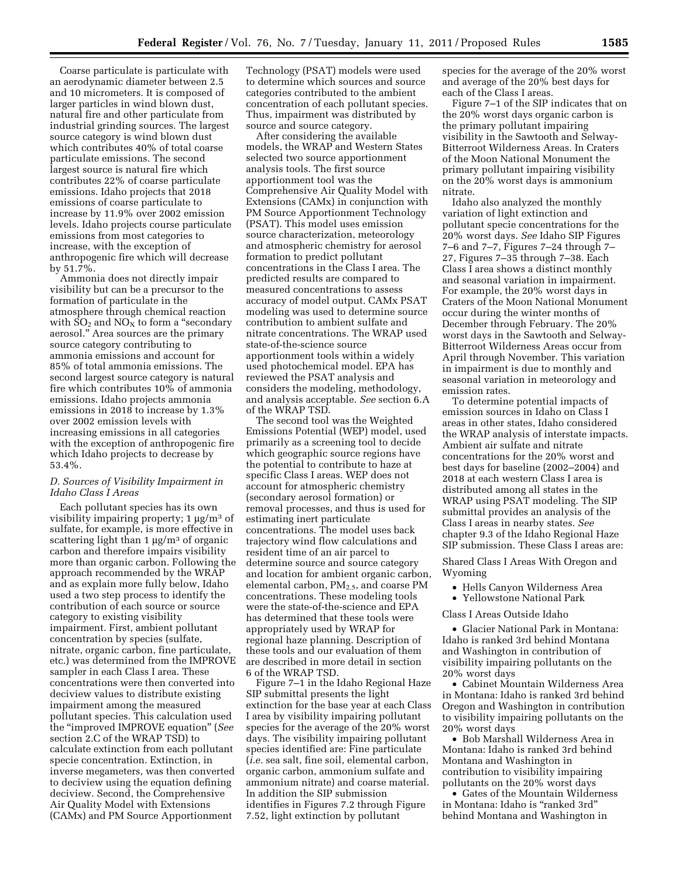Coarse particulate is particulate with an aerodynamic diameter between 2.5 and 10 micrometers. It is composed of larger particles in wind blown dust, natural fire and other particulate from industrial grinding sources. The largest source category is wind blown dust which contributes 40% of total coarse particulate emissions. The second largest source is natural fire which contributes 22% of coarse particulate emissions. Idaho projects that 2018 emissions of coarse particulate to increase by 11.9% over 2002 emission levels. Idaho projects course particulate emissions from most categories to increase, with the exception of anthropogenic fire which will decrease by 51.7%.

Ammonia does not directly impair visibility but can be a precursor to the formation of particulate in the atmosphere through chemical reaction with $SO_2$ and $NO_X$ to form a "secondary aerosol." Area sources are the primary source category contributing to ammonia emissions and account for 85% of total ammonia emissions. The second largest source category is natural fire which contributes 10% of ammonia emissions. Idaho projects ammonia emissions in 2018 to increase by 1.3% over 2002 emission levels with increasing emissions in all categories with the exception of anthropogenic fire which Idaho projects to decrease by 53.4%.

### D. Sources of Visibility Impairment in Idaho Class I Areas

Each pollutant species has its own visibility impairing property; 1 μg/m$^3$ of sulfate, for example, is more effective in scattering light than 1 μg/m$^3$ of organic carbon and therefore impairs visibility more than organic carbon. Following the approach recommended by the WRAP and as explain more fully below, Idaho used a two step process to identify the contribution of each source or source category to existing visibility impairment. First, ambient pollutant concentration by species (sulfate, nitrate, organic carbon, fine particulate, etc.) was determined from the IMPROVE sampler in each Class I area. These concentrations were then converted into deciview values to distribute existing impairment among the measured pollutant species. This calculation used the "improved IMPROVE equation" (*See* section 2.C of the WRAP TSD) to calculate extinction from each pollutant specie concentration. Extinction, in inverse megameters, was then converted to deciview using the equation defining deciview. Second, the Comprehensive Air Quality Model with Extensions (CAMx) and PM Source Apportionment Technology (PSAT) models were used to determine which sources and source categories contributed to the ambient concentration of each pollutant species. Thus, impairment was distributed by source and source category.

After considering the available models, the WRAP and Western States selected two source apportionment analysis tools. The first source apportionment tool was the Comprehensive Air Quality Model with Extensions (CAMx) in conjunction with PM Source Apportionment Technology (PSAT). This model uses emission source characterization, meteorology and atmospheric chemistry for aerosol formation to predict pollutant concentrations in the Class I area. The predicted results are compared to measured concentrations to assess accuracy of model output. CAMx PSAT modeling was used to determine source contribution to ambient sulfate and nitrate concentrations. The WRAP used state-of-the-science source apportionment tools within a widely used photochemical model. EPA has reviewed the PSAT analysis and considers the modeling, methodology, and analysis acceptable. *See* section 6.A of the WRAP TSD.

The second tool was the Weighted Emissions Potential (WEP) model, used primarily as a screening tool to decide which geographic source regions have the potential to contribute to haze at specific Class I areas. WEP does not account for atmospheric chemistry (secondary aerosol formation) or removal processes, and thus is used for estimating inert particulate concentrations. The model uses back trajectory wind flow calculations and resident time of an air parcel to determine source and source category and location for ambient organic carbon, elemental carbon, $PM_{2.5}$, and coarse PM concentrations. These modeling tools were the state-of-the-science and EPA has determined that these tools were appropriately used by WRAP for regional haze planning. Description of these tools and our evaluation of them are described in more detail in section 6 of the WRAP TSD.

Figure 7–1 in the Idaho Regional Haze SIP submittal presents the light extinction for the base year at each Class I area by visibility impairing pollutant species for the average of the 20% worst days. The visibility impairing pollutant species identified are: Fine particulate (*i.e.* sea salt, fine soil, elemental carbon, organic carbon, ammonium sulfate and ammonium nitrate) and coarse material. In addition the SIP submission identifies in Figures 7.2 through Figure 7.52, light extinction by pollutant species for the average of the 20% worst and average of the 20% best days for each of the Class I areas.

Figure 7–1 of the SIP indicates that on the 20% worst days organic carbon is the primary pollutant impairing visibility in the Sawtooth and Selway-Bitterroot Wilderness Areas. In Craters of the Moon National Monument the primary pollutant impairing visibility on the 20% worst days is ammonium nitrate.

Idaho also analyzed the monthly variation of light extinction and pollutant specie concentrations for the 20% worst days. *See* Idaho SIP Figures 7–6 and 7–7, Figures 7–24 through 7–27, Figures 7–35 through 7–38. Each Class I area shows a distinct monthly and seasonal variation in impairment. For example, the 20% worst days in Craters of the Moon National Monument occur during the winter months of December through February. The 20% worst days in the Sawtooth and Selway-Bitterroot Wilderness Areas occur from April through November. This variation in impairment is due to monthly and seasonal variation in meteorology and emission rates.

To determine potential impacts of emission sources in Idaho on Class I areas in other states, Idaho considered the WRAP analysis of interstate impacts. Ambient air sulfate and nitrate concentrations for the 20% worst and best days for baseline (2002–2004) and 2018 at each western Class I area is distributed among all states in the WRAP using PSAT modeling. The SIP submittal provides an analysis of the Class I areas in nearby states. *See* chapter 9.3 of the Idaho Regional Haze SIP submission. These Class I areas are:

Shared Class I Areas With Oregon and Wyoming

- Hells Canyon Wilderness Area
- Yellowstone National Park

Class I Areas Outside Idaho

- Glacier National Park in Montana: Idaho is ranked 3rd behind Montana and Washington in contribution of visibility impairing pollutants on the 20% worst days
- Cabinet Mountain Wilderness Area in Montana: Idaho is ranked 3rd behind Oregon and Washington in contribution to visibility impairing pollutants on the 20% worst days
- Bob Marshall Wilderness Area in Montana: Idaho is ranked 3rd behind Montana and Washington in contribution to visibility impairing pollutants on the 20% worst days
- Gates of the Mountain Wilderness in Montana: Idaho is "ranked 3rd" behind Montana and Washington in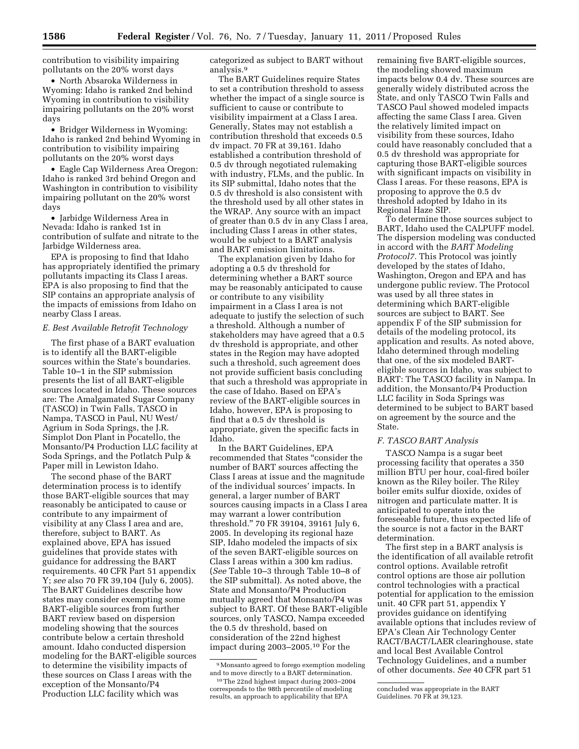contribution to visibility impairing pollutants on the 20% worst days

- North Absaroka Wilderness in Wyoming: Idaho is ranked 2nd behind Wyoming in contribution to visibility impairing pollutants on the 20% worst days
- Bridger Wilderness in Wyoming: Idaho is ranked 2nd behind Wyoming in contribution to visibility impairing pollutants on the 20% worst days
- Eagle Cap Wilderness Area Oregon: Idaho is ranked 3rd behind Oregon and Washington in contribution to visibility impairing pollutant on the 20% worst days
- Jarbidge Wilderness Area in Nevada: Idaho is ranked 1st in contribution of sulfate and nitrate to the Jarbidge Wilderness area.

EPA is proposing to find that Idaho has appropriately identified the primary pollutants impacting its Class I areas. EPA is also proposing to find that the SIP contains an appropriate analysis of the impacts of emissions from Idaho on nearby Class I areas.

### *E. Best Available Retrofit Technology*

The first phase of a BART evaluation is to identify all the BART-eligible sources within the State's boundaries. Table 10–1 in the SIP submission presents the list of all BART-eligible sources located in Idaho. These sources are: The Amalgamated Sugar Company (TASCO) in Twin Falls, TASCO in Nampa, TASCO in Paul, NU West/Agrium in Soda Springs, the J.R. Simplot Don Plant in Pocatello, the Monsanto/P4 Production LLC facility at Soda Springs, and the Potlatch Pulp & Paper mill in Lewiston Idaho.

The second phase of the BART determination process is to identify those BART-eligible sources that may reasonably be anticipated to cause or contribute to any impairment of visibility at any Class I area and are, therefore, subject to BART. As explained above, EPA has issued guidelines that provide states with guidance for addressing the BART requirements. 40 CFR Part 51 appendix Y; *see* also 70 FR 39,104 (July 6, 2005). The BART Guidelines describe how states may consider exempting some BART-eligible sources from further BART review based on dispersion modeling showing that the sources contribute below a certain threshold amount. Idaho conducted dispersion modeling for the BART-eligible sources to determine the visibility impacts of these sources on Class I areas with the exception of the Monsanto/P4 Production LLC facility which was categorized as subject to BART without analysis.[9]

The BART Guidelines require States to set a contribution threshold to assess whether the impact of a single source is sufficient to cause or contribute to visibility impairment at a Class I area. Generally, States may not establish a contribution threshold that exceeds 0.5 dv impact. 70 FR at 39,161. Idaho established a contribution threshold of 0.5 dv through negotiated rulemaking with industry, FLMs, and the public. In its SIP submittal, Idaho notes that the 0.5 dv threshold is also consistent with the threshold used by all other states in the WRAP. Any source with an impact of greater than 0.5 dv in any Class I area, including Class I areas in other states, would be subject to a BART analysis and BART emission limitations.

The explanation given by Idaho for adopting a 0.5 dv threshold for determining whether a BART source may be reasonably anticipated to cause or contribute to any visibility impairment in a Class I area is not adequate to justify the selection of such a threshold. Although a number of stakeholders may have agreed that a 0.5 dv threshold is appropriate, and other states in the Region may have adopted such a threshold, such agreement does not provide sufficient basis concluding that such a threshold was appropriate in the case of Idaho. Based on EPA's review of the BART-eligible sources in Idaho, however, EPA is proposing to find that a 0.5 dv threshold is appropriate, given the specific facts in Idaho.

In the BART Guidelines, EPA recommended that States "consider the number of BART sources affecting the Class I areas at issue and the magnitude of the individual sources' impacts. In general, a larger number of BART sources causing impacts in a Class I area may warrant a lower contribution threshold." 70 FR 39104, 39161 July 6, 2005. In developing its regional haze SIP, Idaho modeled the impacts of six of the seven BART-eligible sources on Class I areas within a 300 km radius. (*See* Table 10–3 through Table 10–8 of the SIP submittal). As noted above, the State and Monsanto/P4 Production mutually agreed that Monsanto/P4 was subject to BART. Of these BART-eligible sources, only TASCO, Nampa exceeded the 0.5 dv threshold, based on consideration of the 22nd highest impact during 2003–2005.[10] For the remaining five BART-eligible sources, the modeling showed maximum impacts below 0.4 dv. These sources are generally widely distributed across the State, and only TASCO Twin Falls and TASCO Paul showed modeled impacts affecting the same Class I area. Given the relatively limited impact on visibility from these sources, Idaho could have reasonably concluded that a 0.5 dv threshold was appropriate for capturing those BART-eligible sources with significant impacts on visibility in Class I areas. For these reasons, EPA is proposing to approve the 0.5 dv threshold adopted by Idaho in its Regional Haze SIP.

To determine those sources subject to BART, Idaho used the CALPUFF model. The dispersion modeling was conducted in accord with the *BART Modeling Protocol7*. This Protocol was jointly developed by the states of Idaho, Washington, Oregon and EPA and has undergone public review. The Protocol was used by all three states in determining which BART-eligible sources are subject to BART. See appendix F of the SIP submission for details of the modeling protocol, its application and results. As noted above, Idaho determined through modeling that one, of the six modeled BART-eligible sources in Idaho, was subject to BART: The TASCO facility in Nampa. In addition, the Monsanto/P4 Production LLC facility in Soda Springs was determined to be subject to BART based on agreement by the source and the State.

### *F. TASCO BART Analysis*

TASCO Nampa is a sugar beet processing facility that operates a 350 million BTU per hour, coal-fired boiler known as the Riley boiler. The Riley boiler emits sulfur dioxide, oxides of nitrogen and particulate matter. It is anticipated to operate into the foreseeable future, thus expected life of the source is not a factor in the BART determination.

The first step in a BART analysis is the identification of all available retrofit control options. Available retrofit control options are those air pollution control technologies with a practical potential for application to the emission unit. 40 CFR part 51, appendix Y provides guidance on identifying available options that includes review of EPA's Clean Air Technology Center RACT/BACT/LAER clearinghouse, state and local Best Available Control Technology Guidelines, and a number of other documents. *See* 40 CFR part 51

[9] Monsanto agreed to forego exemption modeling and to move directly to a BART determination.

[10] The 22nd highest impact during 2003–2004 corresponds to the 98th percentile of modeling results, an approach to applicability that EPA concluded was appropriate in the BART Guidelines. 70 FR at 39,123.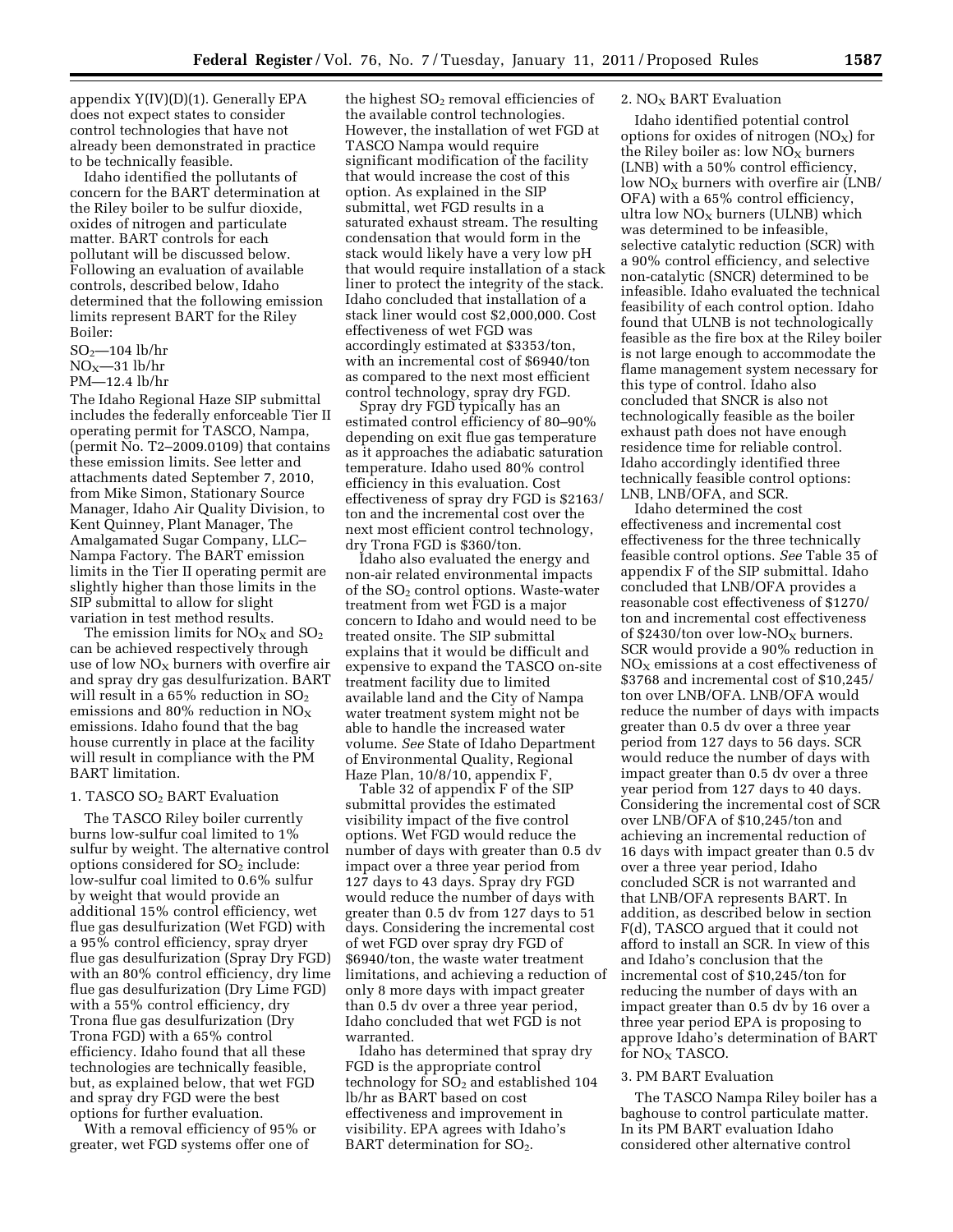appendix Y(IV)(D)(1). Generally EPA does not expect states to consider control technologies that have not already been demonstrated in practice to be technically feasible.

Idaho identified the pollutants of concern for the BART determination at the Riley boiler to be sulfur dioxide, oxides of nitrogen and particulate matter. BART controls for each pollutant will be discussed below. Following an evaluation of available controls, described below, Idaho determined that the following emission limits represent BART for the Riley Boiler:

$SO_2$—104 lb/hr
$NO_X$—31 lb/hr
PM—12.4 lb/hr

The Idaho Regional Haze SIP submittal includes the federally enforceable Tier II operating permit for TASCO, Nampa, (permit No. T2–2009.0109) that contains these emission limits. See letter and attachments dated September 7, 2010, from Mike Simon, Stationary Source Manager, Idaho Air Quality Division, to Kent Quinney, Plant Manager, The Amalgamated Sugar Company, LLC–Nampa Factory. The BART emission limits in the Tier II operating permit are slightly higher than those limits in the SIP submittal to allow for slight variation in test method results.

The emission limits for $NO_X$ and $SO_2$ can be achieved respectively through use of low $NO_X$ burners with overfire air and spray dry gas desulfurization. BART will result in a 65% reduction in $SO_2$ emissions and 80% reduction in $NO_X$ emissions. Idaho found that the bag house currently in place at the facility will result in compliance with the PM BART limitation.

### 1. TASCO $SO_2$ BART Evaluation

The TASCO Riley boiler currently burns low-sulfur coal limited to 1% sulfur by weight. The alternative control options considered for $SO_2$ include: low-sulfur coal limited to 0.6% sulfur by weight that would provide an additional 15% control efficiency, wet flue gas desulfurization (Wet FGD) with a 95% control efficiency, spray dryer flue gas desulfurization (Spray Dry FGD) with an 80% control efficiency, dry lime flue gas desulfurization (Dry Lime FGD) with a 55% control efficiency, dry Trona flue gas desulfurization (Dry Trona FGD) with a 65% control efficiency. Idaho found that all these technologies are technically feasible, but, as explained below, that wet FGD and spray dry FGD were the best options for further evaluation.

With a removal efficiency of 95% or greater, wet FGD systems offer one of the highest $SO_2$ removal efficiencies of the available control technologies. However, the installation of wet FGD at TASCO Nampa would require significant modification of the facility that would increase the cost of this option. As explained in the SIP submittal, wet FGD results in a saturated exhaust stream. The resulting condensation that would form in the stack would likely have a very low pH that would require installation of a stack liner to protect the integrity of the stack. Idaho concluded that installation of a stack liner would cost $2,000,000. Cost effectiveness of wet FGD was accordingly estimated at $3353/ton, with an incremental cost of $6940/ton as compared to the next most efficient control technology, spray dry FGD.

Spray dry FGD typically has an estimated control efficiency of 80–90% depending on exit flue gas temperature as it approaches the adiabatic saturation temperature. Idaho used 80% control efficiency in this evaluation. Cost effectiveness of spray dry FGD is $2163/ton and the incremental cost over the next most efficient control technology, dry Trona FGD is $360/ton.

Idaho also evaluated the energy and non-air related environmental impacts of the $SO_2$ control options. Waste-water treatment from wet FGD is a major concern to Idaho and would need to be treated onsite. The SIP submittal explains that it would be difficult and expensive to expand the TASCO on-site treatment facility due to limited available land and the City of Nampa water treatment system might not be able to handle the increased water volume. *See* State of Idaho Department of Environmental Quality, Regional Haze Plan, 10/8/10, appendix F,

Table 32 of appendix F of the SIP submittal provides the estimated visibility impact of the five control options. Wet FGD would reduce the number of days with greater than 0.5 dv impact over a three year period from 127 days to 43 days. Spray dry FGD would reduce the number of days with greater than 0.5 dv from 127 days to 51 days. Considering the incremental cost of wet FGD over spray dry FGD of $6940/ton, the waste water treatment limitations, and achieving a reduction of only 8 more days with impact greater than 0.5 dv over a three year period, Idaho concluded that wet FGD is not warranted.

Idaho has determined that spray dry FGD is the appropriate control technology for $SO_2$ and established 104 lb/hr as BART based on cost effectiveness and improvement in visibility. EPA agrees with Idaho's BART determination for $SO_2$.

### 2. $NO_X$ BART Evaluation

Idaho identified potential control options for oxides of nitrogen ($NO_X$) for the Riley boiler as: low $NO_X$ burners (LNB) with a 50% control efficiency, low $NO_X$ burners with overfire air (LNB/OFA) with a 65% control efficiency, ultra low $NO_X$ burners (ULNB) which was determined to be infeasible, selective catalytic reduction (SCR) with a 90% control efficiency, and selective non-catalytic (SNCR) determined to be infeasible. Idaho evaluated the technical feasibility of each control option. Idaho found that ULNB is not technologically feasible as the fire box at the Riley boiler is not large enough to accommodate the flame management system necessary for this type of control. Idaho also concluded that SNCR is also not technologically feasible as the boiler exhaust path does not have enough residence time for reliable control. Idaho accordingly identified three technically feasible control options: LNB, LNB/OFA, and SCR.

Idaho determined the cost effectiveness and incremental cost effectiveness for the three technically feasible control options. *See* Table 35 of appendix F of the SIP submittal. Idaho concluded that LNB/OFA provides a reasonable cost effectiveness of $1270/ton and incremental cost effectiveness of $2430/ton over low-$NO_X$ burners. SCR would provide a 90% reduction in $NO_X$ emissions at a cost effectiveness of $3768 and incremental cost of $10,245/ton over LNB/OFA. LNB/OFA would reduce the number of days with impacts greater than 0.5 dv over a three year period from 127 days to 56 days. SCR would reduce the number of days with impact greater than 0.5 dv over a three year period from 127 days to 40 days. Considering the incremental cost of SCR over LNB/OFA of $10,245/ton and achieving an incremental reduction of 16 days with impact greater than 0.5 dv over a three year period, Idaho concluded SCR is not warranted and that LNB/OFA represents BART. In addition, as described below in section F(d), TASCO argued that it could not afford to install an SCR. In view of this and Idaho's conclusion that the incremental cost of $10,245/ton for reducing the number of days with an impact greater than 0.5 dv by 16 over a three year period EPA is proposing to approve Idaho's determination of BART for $NO_X$ TASCO.

### 3. PM BART Evaluation

The TASCO Nampa Riley boiler has a baghouse to control particulate matter. In its PM BART evaluation Idaho considered other alternative control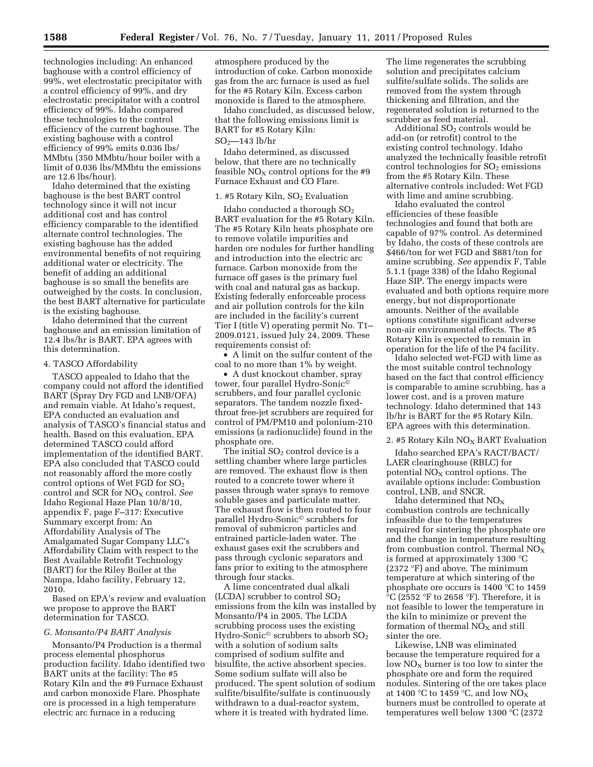technologies including: An enhanced baghouse with a control efficiency of 99%, wet electrostatic precipitator with a control efficiency of 99%, and dry electrostatic precipitator with a control efficiency of 99%. Idaho compared these technologies to the control efficiency of the current baghouse. The existing baghouse with a control efficiency of 99% emits 0.036 lbs/MMbtu (350 MMbtu/hour boiler with a limit of 0.036 lbs/MMbtu the emissions are 12.6 lbs/hour).

Idaho determined that the existing baghouse is the best BART control technology since it will not incur additional cost and has control efficiency comparable to the identified alternate control technologies. The existing baghouse has the added environmental benefits of not requiring additional water or electricity. The benefit of adding an additional baghouse is so small the benefits are outweighed by the costs. In conclusion, the best BART alternative for particulate is the existing baghouse.

Idaho determined that the current baghouse and an emission limitation of 12.4 lbs/hr is BART. EPA agrees with this determination.

#### 4. TASCO Affordability

TASCO appealed to Idaho that the company could not afford the identified BART (Spray Dry FGD and LNB/OFA) and remain viable. At Idaho's request, EPA conducted an evaluation and analysis of TASCO's financial status and health. Based on this evaluation, EPA determined TASCO could afford implementation of the identified BART. EPA also concluded that TASCO could not reasonably afford the more costly control options of Wet FGD for $SO_2$ control and SCR for $NO_X$ control. *See* Idaho Regional Haze Plan 10/8/10, appendix F, page F–317: Executive Summary excerpt from: An Affordability Analysis of The Amalgamated Sugar Company LLC's Affordability Claim with respect to the Best Available Retrofit Technology (BART) for the Riley Boiler at the Nampa, Idaho facility, February 12, 2010.

Based on EPA's review and evaluation we propose to approve the BART determination for TASCO.

### *G. Monsanto/P4 BART Analysis*

Monsanto/P4 Production is a thermal process elemental phosphorus production facility. Idaho identified two BART units at the facility: The #5 Rotary Kiln and the #9 Furnace Exhaust and carbon monoxide Flare. Phosphate ore is processed in a high temperature electric arc furnace in a reducing atmosphere produced by the introduction of coke. Carbon monoxide gas from the arc furnace is used as fuel for the #5 Rotary Kiln. Excess carbon monoxide is flared to the atmosphere.

Idaho concluded, as discussed below, that the following emissions limit is BART for #5 Rotary Kiln:

$SO_2$—143 lb/hr

Idaho determined, as discussed below, that there are no technically feasible $NO_X$ control options for the #9 Furnace Exhaust and CO Flare.

#### 1. #5 Rotary Kiln, $SO_2$ Evaluation

Idaho conducted a thorough $SO_2$ BART evaluation for the #5 Rotary Kiln. The #5 Rotary Kiln heats phosphate ore to remove volatile impurities and harden ore nodules for further handling and introduction into the electric arc furnace. Carbon monoxide from the furnace off gases is the primary fuel with coal and natural gas as backup. Existing federally enforceable process and air pollution controls for the kiln are included in the facility's current Tier I (title V) operating permit No. T1–2009.0121, issued July 24, 2009. These requirements consist of:

- A limit on the sulfur content of the coal to no more than 1% by weight.
- A dust knockout chamber, spray tower, four parallel Hydro-Sonic© scrubbers, and four parallel cyclonic separators. The tandem nozzle fixed-throat free-jet scrubbers are required for control of PM/PM10 and polonium-210 emissions (a radionuclide) found in the phosphate ore.

The initial $SO_2$ control device is a settling chamber where large particles are removed. The exhaust flow is then routed to a concrete tower where it passes through water sprays to remove soluble gases and particulate matter. The exhaust flow is then routed to four parallel Hydro-Sonic© scrubbers for removal of submicron particles and entrained particle-laden water. The exhaust gases exit the scrubbers and pass through cyclonic separators and fans prior to exiting to the atmosphere through four stacks.

A lime concentrated dual alkali (LCDA) scrubber to control $SO_2$ emissions from the kiln was installed by Monsanto/P4 in 2005. The LCDA scrubbing process uses the existing Hydro-Sonic© scrubbers to absorb $SO_2$ with a solution of sodium salts comprised of sodium sulfite and bisulfite, the active absorbent species. Some sodium sulfate will also be produced. The spent solution of sodium sulfite/bisulfite/sulfate is continuously withdrawn to a dual-reactor system, where it is treated with hydrated lime. The lime regenerates the scrubbing solution and precipitates calcium sulfite/sulfate solids. The solids are removed from the system through thickening and filtration, and the regenerated solution is returned to the scrubber as feed material.

Additional $SO_2$ controls would be add-on (or retrofit) control to the existing control technology. Idaho analyzed the technically feasible retrofit control technologies for $SO_2$ emissions from the #5 Rotary Kiln. These alternative controls included: Wet FGD with lime and amine scrubbing.

Idaho evaluated the control efficiencies of these feasible technologies and found that both are capable of 97% control. As determined by Idaho, the costs of these controls are \$466/ton for wet FGD and \$881/ton for amine scrubbing. *See* appendix F, Table 5.1.1 (page 338) of the Idaho Regional Haze SIP. The energy impacts were evaluated and both options require more energy, but not disproportionate amounts. Neither of the available options constitute significant adverse non-air environmental effects. The #5 Rotary Kiln is expected to remain in operation for the life of the P4 facility.

Idaho selected wet-FGD with lime as the most suitable control technology based on the fact that control efficiency is comparable to amine scrubbing, has a lower cost, and is a proven mature technology. Idaho determined that 143 lb/hr is BART for the #5 Rotary Kiln. EPA agrees with this determination.

#### 2. #5 Rotary Kiln $NO_X$ BART Evaluation

Idaho searched EPA's RACT/BACT/LAER clearinghouse (RBLC) for potential $NO_X$ control options. The available options include: Combustion control, LNB, and SNCR.

Idaho determined that $NO_X$ combustion controls are technically infeasible due to the temperatures required for sintering the phosphate ore and the change in temperature resulting from combustion control. Thermal $NO_X$ is formed at approximately 1300 °C (2372 °F) and above. The minimum temperature at which sintering of the phosphate ore occurs is 1400 °C to 1459 °C (2552 °F to 2658 °F). Therefore, it is not feasible to lower the temperature in the kiln to minimize or prevent the formation of thermal $NO_X$ and still sinter the ore.

Likewise, LNB was eliminated because the temperature required for a low $NO_X$ burner is too low to sinter the phosphate ore and form the required nodules. Sintering of the ore takes place at 1400 °C to 1459 °C, and low $NO_X$ burners must be controlled to operate at temperatures well below 1300 °C (2372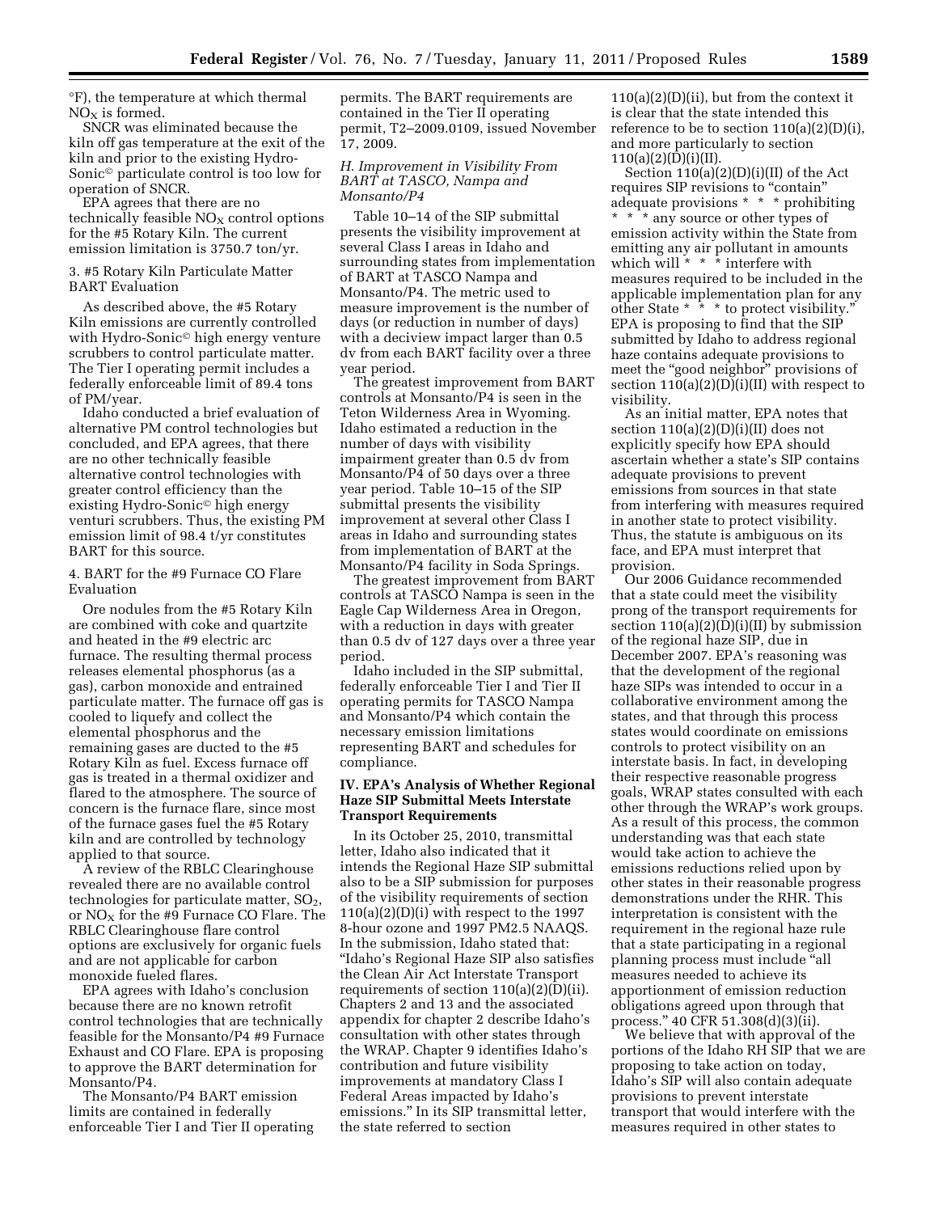°F), the temperature at which thermal $NO_X$ is formed.

SNCR was eliminated because the kiln off gas temperature at the exit of the kiln and prior to the existing Hydro-Sonic© particulate control is too low for operation of SNCR.

EPA agrees that there are no technically feasible $NO_X$ control options for the #5 Rotary Kiln. The current emission limitation is 3750.7 ton/yr.

3. #5 Rotary Kiln Particulate Matter BART Evaluation

As described above, the #5 Rotary Kiln emissions are currently controlled with Hydro-Sonic© high energy venture scrubbers to control particulate matter. The Tier I operating permit includes a federally enforceable limit of 89.4 tons of PM/year.

Idaho conducted a brief evaluation of alternative PM control technologies but concluded, and EPA agrees, that there are no other technically feasible alternative control technologies with greater control efficiency than the existing Hydro-Sonic© high energy venturi scrubbers. Thus, the existing PM emission limit of 98.4 t/yr constitutes BART for this source.

4. BART for the #9 Furnace CO Flare Evaluation

Ore nodules from the #5 Rotary Kiln are combined with coke and quartzite and heated in the #9 electric arc furnace. The resulting thermal process releases elemental phosphorus (as a gas), carbon monoxide and entrained particulate matter. The furnace off gas is cooled to liquefy and collect the elemental phosphorus and the remaining gases are ducted to the #5 Rotary Kiln as fuel. Excess furnace off gas is treated in a thermal oxidizer and flared to the atmosphere. The source of concern is the furnace flare, since most of the furnace gases fuel the #5 Rotary kiln and are controlled by technology applied to that source.

A review of the RBLC Clearinghouse revealed there are no available control technologies for particulate matter, $SO_2$, or $NO_X$ for the #9 Furnace CO Flare. The RBLC Clearinghouse flare control options are exclusively for organic fuels and are not applicable for carbon monoxide fueled flares.

EPA agrees with Idaho's conclusion because there are no known retrofit control technologies that are technically feasible for the Monsanto/P4 #9 Furnace Exhaust and CO Flare. EPA is proposing to approve the BART determination for Monsanto/P4.

The Monsanto/P4 BART emission limits are contained in federally enforceable Tier I and Tier II operating permits. The BART requirements are contained in the Tier II operating permit, T2–2009.0109, issued November 17, 2009.

### *H. Improvement in Visibility From BART at TASCO, Nampa and Monsanto/P4*

Table 10–14 of the SIP submittal presents the visibility improvement at several Class I areas in Idaho and surrounding states from implementation of BART at TASCO Nampa and Monsanto/P4. The metric used to measure improvement is the number of days (or reduction in number of days) with a deciview impact larger than 0.5 dv from each BART facility over a three year period.

The greatest improvement from BART controls at Monsanto/P4 is seen in the Teton Wilderness Area in Wyoming. Idaho estimated a reduction in the number of days with visibility impairment greater than 0.5 dv from Monsanto/P4 of 50 days over a three year period. Table 10–15 of the SIP submittal presents the visibility improvement at several other Class I areas in Idaho and surrounding states from implementation of BART at the Monsanto/P4 facility in Soda Springs.

The greatest improvement from BART controls at TASCO Nampa is seen in the Eagle Cap Wilderness Area in Oregon, with a reduction in days with greater than 0.5 dv of 127 days over a three year period.

Idaho included in the SIP submittal, federally enforceable Tier I and Tier II operating permits for TASCO Nampa and Monsanto/P4 which contain the necessary emission limitations representing BART and schedules for compliance.

## IV. EPA's Analysis of Whether Regional Haze SIP Submittal Meets Interstate Transport Requirements

In its October 25, 2010, transmittal letter, Idaho also indicated that it intends the Regional Haze SIP submittal also to be a SIP submission for purposes of the visibility requirements of section 110(a)(2)(D)(i) with respect to the 1997 8-hour ozone and 1997 PM2.5 NAAQS. In the submission, Idaho stated that: "Idaho's Regional Haze SIP also satisfies the Clean Air Act Interstate Transport requirements of section 110(a)(2)(D)(ii). Chapters 2 and 13 and the associated appendix for chapter 2 describe Idaho's consultation with other states through the WRAP. Chapter 9 identifies Idaho's contribution and future visibility improvements at mandatory Class I Federal Areas impacted by Idaho's emissions." In its SIP transmittal letter, the state referred to section 110(a)(2)(D)(ii), but from the context it is clear that the state intended this reference to be to section 110(a)(2)(D)(i), and more particularly to section 110(a)(2)(D)(i)(II).

Section 110(a)(2)(D)(i)(II) of the Act requires SIP revisions to "contain" adequate provisions * * * prohibiting * * * any source or other types of emission activity within the State from emitting any air pollutant in amounts which will * * * interfere with measures required to be included in the applicable implementation plan for any other State * * * to protect visibility." EPA is proposing to find that the SIP submitted by Idaho to address regional haze contains adequate provisions to meet the "good neighbor" provisions of section 110(a)(2)(D)(i)(II) with respect to visibility.

As an initial matter, EPA notes that section 110(a)(2)(D)(i)(II) does not explicitly specify how EPA should ascertain whether a state's SIP contains adequate provisions to prevent emissions from sources in that state from interfering with measures required in another state to protect visibility. Thus, the statute is ambiguous on its face, and EPA must interpret that provision.

Our 2006 Guidance recommended that a state could meet the visibility prong of the transport requirements for section 110(a)(2)(D)(i)(II) by submission of the regional haze SIP, due in December 2007. EPA's reasoning was that the development of the regional haze SIPs was intended to occur in a collaborative environment among the states, and that through this process states would coordinate on emissions controls to protect visibility on an interstate basis. In fact, in developing their respective reasonable progress goals, WRAP states consulted with each other through the WRAP's work groups. As a result of this process, the common understanding was that each state would take action to achieve the emissions reductions relied upon by other states in their reasonable progress demonstrations under the RHR. This interpretation is consistent with the requirement in the regional haze rule that a state participating in a regional planning process must include "all measures needed to achieve its apportionment of emission reduction obligations agreed upon through that process." 40 CFR 51.308(d)(3)(ii).

We believe that with approval of the portions of the Idaho RH SIP that we are proposing to take action on today, Idaho's SIP will also contain adequate provisions to prevent interstate transport that would interfere with the measures required in other states to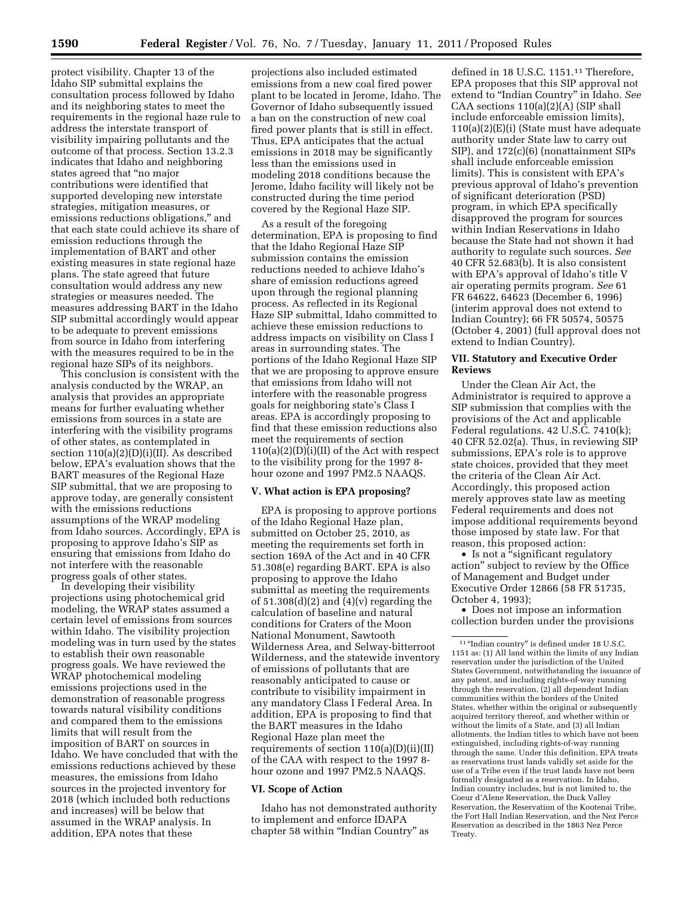protect visibility. Chapter 13 of the Idaho SIP submittal explains the consultation process followed by Idaho and its neighboring states to meet the requirements in the regional haze rule to address the interstate transport of visibility impairing pollutants and the outcome of that process. Section 13.2.3 indicates that Idaho and neighboring states agreed that "no major contributions were identified that supported developing new interstate strategies, mitigation measures, or emissions reductions obligations," and that each state could achieve its share of emission reductions through the implementation of BART and other existing measures in state regional haze plans. The state agreed that future consultation would address any new strategies or measures needed. The measures addressing BART in the Idaho SIP submittal accordingly would appear to be adequate to prevent emissions from source in Idaho from interfering with the measures required to be in the regional haze SIPs of its neighbors.

This conclusion is consistent with the analysis conducted by the WRAP, an analysis that provides an appropriate means for further evaluating whether emissions from sources in a state are interfering with the visibility programs of other states, as contemplated in section 110(a)(2)(D)(i)(II). As described below, EPA's evaluation shows that the BART measures of the Regional Haze SIP submittal, that we are proposing to approve today, are generally consistent with the emissions reductions assumptions of the WRAP modeling from Idaho sources. Accordingly, EPA is proposing to approve Idaho's SIP as ensuring that emissions from Idaho do not interfere with the reasonable progress goals of other states.

In developing their visibility projections using photochemical grid modeling, the WRAP states assumed a certain level of emissions from sources within Idaho. The visibility projection modeling was in turn used by the states to establish their own reasonable progress goals. We have reviewed the WRAP photochemical modeling emissions projections used in the demonstration of reasonable progress towards natural visibility conditions and compared them to the emissions limits that will result from the imposition of BART on sources in Idaho. We have concluded that with the emissions reductions achieved by these measures, the emissions from Idaho sources in the projected inventory for 2018 (which included both reductions and increases) will be below that assumed in the WRAP analysis. In addition, EPA notes that these projections also included estimated emissions from a new coal fired power plant to be located in Jerome, Idaho. The Governor of Idaho subsequently issued a ban on the construction of new coal fired power plants that is still in effect. Thus, EPA anticipates that the actual emissions in 2018 may be significantly less than the emissions used in modeling 2018 conditions because the Jerome, Idaho facility will likely not be constructed during the time period covered by the Regional Haze SIP.

As a result of the foregoing determination, EPA is proposing to find that the Idaho Regional Haze SIP submission contains the emission reductions needed to achieve Idaho's share of emission reductions agreed upon through the regional planning process. As reflected in its Regional Haze SIP submittal, Idaho committed to achieve these emission reductions to address impacts on visibility on Class I areas in surrounding states. The portions of the Idaho Regional Haze SIP that we are proposing to approve ensure that emissions from Idaho will not interfere with the reasonable progress goals for neighboring state's Class I areas. EPA is accordingly proposing to find that these emission reductions also meet the requirements of section 110(a)(2)(D)(i)(II) of the Act with respect to the visibility prong for the 1997 8-hour ozone and 1997 PM2.5 NAAQS.

## V. What action is EPA proposing?

EPA is proposing to approve portions of the Idaho Regional Haze plan, submitted on October 25, 2010, as meeting the requirements set forth in section 169A of the Act and in 40 CFR 51.308(e) regarding BART. EPA is also proposing to approve the Idaho submittal as meeting the requirements of 51.308(d)(2) and (4)(v) regarding the calculation of baseline and natural conditions for Craters of the Moon National Monument, Sawtooth Wilderness Area, and Selway-bitterroot Wilderness, and the statewide inventory of emissions of pollutants that are reasonably anticipated to cause or contribute to visibility impairment in any mandatory Class I Federal Area. In addition, EPA is proposing to find that the BART measures in the Idaho Regional Haze plan meet the requirements of section 110(a)(D)(ii)(II) of the CAA with respect to the 1997 8-hour ozone and 1997 PM2.5 NAAQS.

## VI. Scope of Action

Idaho has not demonstrated authority to implement and enforce IDAPA chapter 58 within "Indian Country" as defined in 18 U.S.C. 1151.[11] Therefore, EPA proposes that this SIP approval not extend to "Indian Country" in Idaho. *See* CAA sections 110(a)(2)(A) (SIP shall include enforceable emission limits), 110(a)(2)(E)(i) (State must have adequate authority under State law to carry out SIP), and 172(c)(6) (nonattainment SIPs shall include enforceable emission limits). This is consistent with EPA's previous approval of Idaho's prevention of significant deterioration (PSD) program, in which EPA specifically disapproved the program for sources within Indian Reservations in Idaho because the State had not shown it had authority to regulate such sources. *See* 40 CFR 52.683(b). It is also consistent with EPA's approval of Idaho's title V air operating permits program. *See* 61 FR 64622, 64623 (December 6, 1996) (interim approval does not extend to Indian Country); 66 FR 50574, 50575 (October 4, 2001) (full approval does not extend to Indian Country).

## VII. Statutory and Executive Order Reviews

Under the Clean Air Act, the Administrator is required to approve a SIP submission that complies with the provisions of the Act and applicable Federal regulations. 42 U.S.C. 7410(k); 40 CFR 52.02(a). Thus, in reviewing SIP submissions, EPA's role is to approve state choices, provided that they meet the criteria of the Clean Air Act. Accordingly, this proposed action merely approves state law as meeting Federal requirements and does not impose additional requirements beyond those imposed by state law. For that reason, this proposed action:

- Is not a "significant regulatory action" subject to review by the Office of Management and Budget under Executive Order 12866 (58 FR 51735, October 4, 1993);
- Does not impose an information collection burden under the provisions

[11] "Indian country" is defined under 18 U.S.C. 1151 as: (1) All land within the limits of any Indian reservation under the jurisdiction of the United States Government, notwithstanding the issuance of any patent, and including rights-of-way running through the reservation, (2) all dependent Indian communities within the borders of the United States, whether within the original or subsequently acquired territory thereof, and whether within or without the limits of a State, and (3) all Indian allotments, the Indian titles to which have not been extinguished, including rights-of-way running through the same. Under this definition, EPA treats as reservations trust lands validly set aside for the use of a Tribe even if the trust lands have not been formally designated as a reservation. In Idaho, Indian country includes, but is not limited to, the Coeur d'Alene Reservation, the Duck Valley Reservation, the Reservation of the Kootenai Tribe, the Fort Hall Indian Reservation, and the Nez Perce Reservation as described in the 1863 Nez Perce Treaty.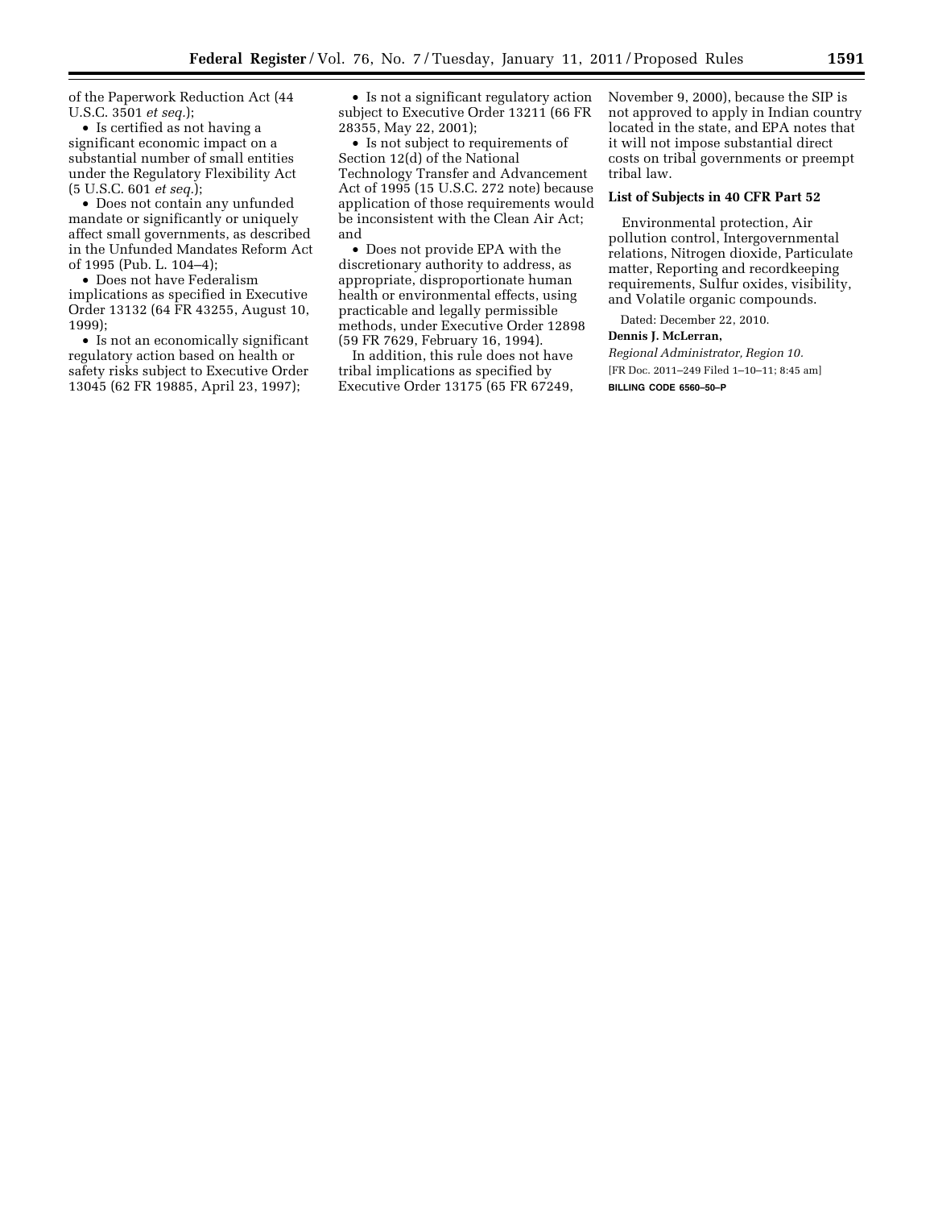of the Paperwork Reduction Act (44 U.S.C. 3501 *et seq.*);

- Is certified as not having a significant economic impact on a substantial number of small entities under the Regulatory Flexibility Act (5 U.S.C. 601 *et seq.*);
- Does not contain any unfunded mandate or significantly or uniquely affect small governments, as described in the Unfunded Mandates Reform Act of 1995 (Pub. L. 104–4);
- Does not have Federalism implications as specified in Executive Order 13132 (64 FR 43255, August 10, 1999);
- Is not an economically significant regulatory action based on health or safety risks subject to Executive Order 13045 (62 FR 19885, April 23, 1997);
- Is not a significant regulatory action subject to Executive Order 13211 (66 FR 28355, May 22, 2001);
- Is not subject to requirements of Section 12(d) of the National Technology Transfer and Advancement Act of 1995 (15 U.S.C. 272 note) because application of those requirements would be inconsistent with the Clean Air Act; and
- Does not provide EPA with the discretionary authority to address, as appropriate, disproportionate human health or environmental effects, using practicable and legally permissible methods, under Executive Order 12898 (59 FR 7629, February 16, 1994).

In addition, this rule does not have tribal implications as specified by Executive Order 13175 (65 FR 67249, November 9, 2000), because the SIP is not approved to apply in Indian country located in the state, and EPA notes that it will not impose substantial direct costs on tribal governments or preempt tribal law.

**List of Subjects in 40 CFR Part 52**

Environmental protection, Air pollution control, Intergovernmental relations, Nitrogen dioxide, Particulate matter, Reporting and recordkeeping requirements, Sulfur oxides, visibility, and Volatile organic compounds.

Dated: December 22, 2010.

**Dennis J. McLerran,**

*Regional Administrator, Region 10.*

[FR Doc. 2011–249 Filed 1–10–11; 8:45 am]

BILLING CODE 6560–50–P